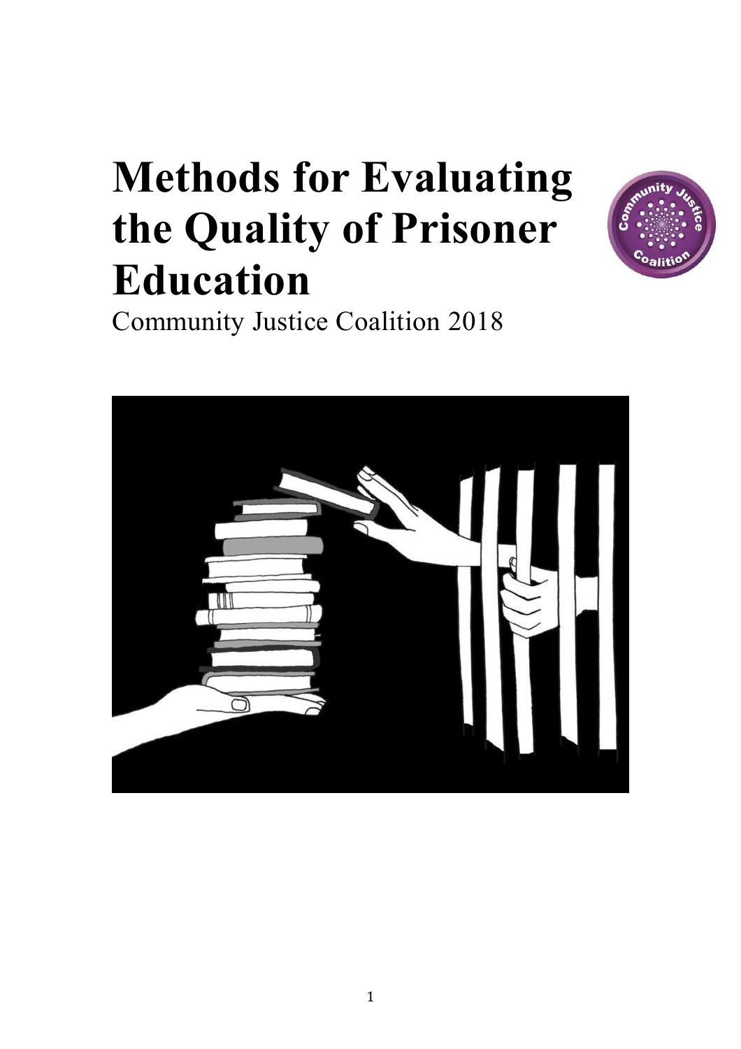# Methods for Evaluating the Quality of Prisoner Education

Community Justice Coalition 2018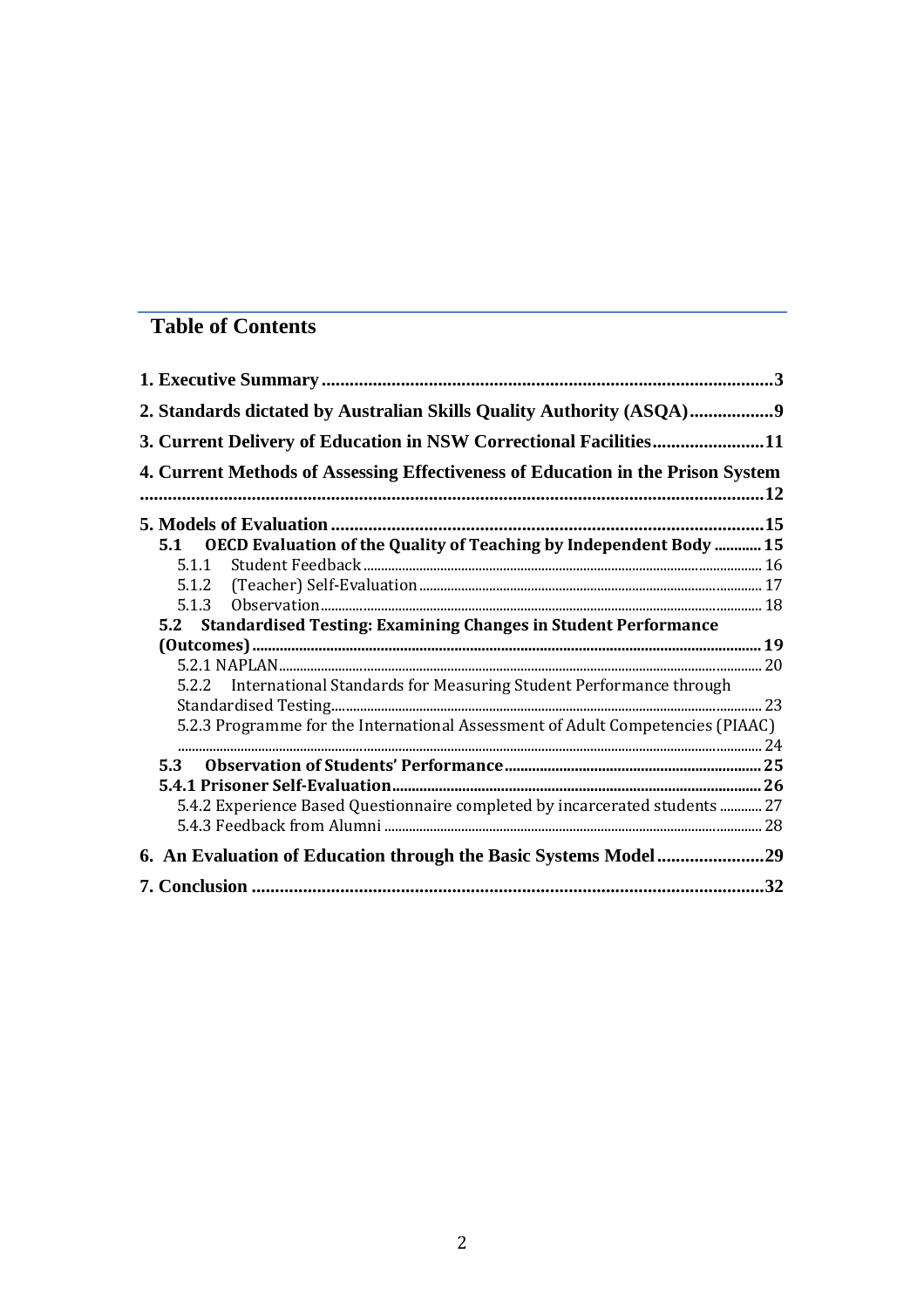## Table of Contents

**1. Executive Summary** .......... **3**

**2. Standards dictated by Australian Skills Quality Authority (ASQA)** .......... **9**

**3. Current Delivery of Education in NSW Correctional Facilities** .......... **11**

**4. Current Methods of Assessing Effectiveness of Education in the Prison System** .......... **12**

**5. Models of Evaluation** .......... **15**

- **5.1 OECD Evaluation of the Quality of Teaching by Independent Body** .......... **15**
  - 5.1.1 Student Feedback .......... 16
  - 5.1.2 (Teacher) Self-Evaluation .......... 17
  - 5.1.3 Observation .......... 18
- **5.2 Standardised Testing: Examining Changes in Student Performance (Outcomes)** .......... **19**
  - 5.2.1 NAPLAN .......... 20
  - 5.2.2 International Standards for Measuring Student Performance through Standardised Testing .......... 23
  - 5.2.3 Programme for the International Assessment of Adult Competencies (PIAAC) .......... 24
- **5.3 Observation of Students' Performance** .......... **25**
- **5.4.1 Prisoner Self-Evaluation** .......... **26**
  - 5.4.2 Experience Based Questionnaire completed by incarcerated students .......... 27
  - 5.4.3 Feedback from Alumni .......... 28

**6. An Evaluation of Education through the Basic Systems Model** .......... **29**

**7. Conclusion** .......... **32**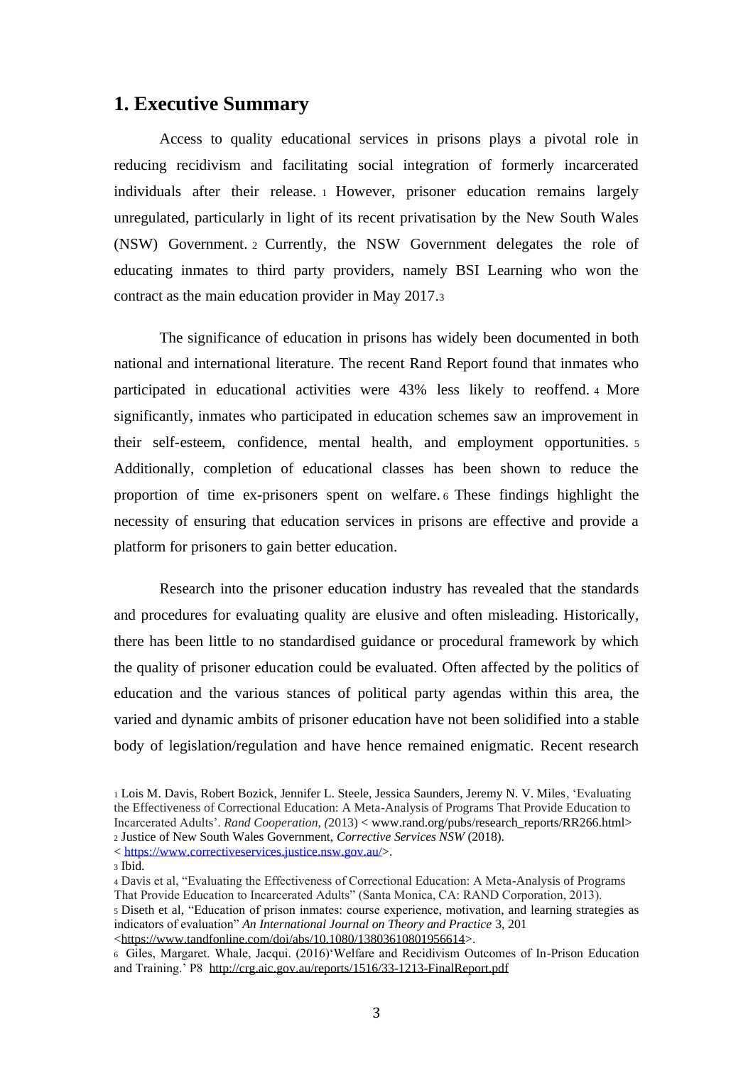## 1. Executive Summary

Access to quality educational services in prisons plays a pivotal role in reducing recidivism and facilitating social integration of formerly incarcerated individuals after their release. [1] However, prisoner education remains largely unregulated, particularly in light of its recent privatisation by the New South Wales (NSW) Government. [2] Currently, the NSW Government delegates the role of educating inmates to third party providers, namely BSI Learning who won the contract as the main education provider in May 2017.[3]

The significance of education in prisons has widely been documented in both national and international literature. The recent Rand Report found that inmates who participated in educational activities were 43% less likely to reoffend. [4] More significantly, inmates who participated in education schemes saw an improvement in their self-esteem, confidence, mental health, and employment opportunities. [5] Additionally, completion of educational classes has been shown to reduce the proportion of time ex-prisoners spent on welfare. [6] These findings highlight the necessity of ensuring that education services in prisons are effective and provide a platform for prisoners to gain better education.

Research into the prisoner education industry has revealed that the standards and procedures for evaluating quality are elusive and often misleading. Historically, there has been little to no standardised guidance or procedural framework by which the quality of prisoner education could be evaluated. Often affected by the politics of education and the various stances of political party agendas within this area, the varied and dynamic ambits of prisoner education have not been solidified into a stable body of legislation/regulation and have hence remained enigmatic. Recent research

---

[1] Lois M. Davis, Robert Bozick, Jennifer L. Steele, Jessica Saunders, Jeremy N. V. Miles, 'Evaluating the Effectiveness of Correctional Education: A Meta-Analysis of Programs That Provide Education to Incarcerated Adults'. *Rand Cooperation, (*2013) < www.rand.org/pubs/research_reports/RR266.html>

[2] Justice of New South Wales Government, *Corrective Services NSW* (2018). < https://www.correctiveservices.justice.nsw.gov.au/>.

[3] Ibid.

[4] Davis et al, "Evaluating the Effectiveness of Correctional Education: A Meta-Analysis of Programs That Provide Education to Incarcerated Adults" (Santa Monica, CA: RAND Corporation, 2013).

[5] Diseth et al, "Education of prison inmates: course experience, motivation, and learning strategies as indicators of evaluation" *An International Journal on Theory and Practice* 3, 201 <https://www.tandfonline.com/doi/abs/10.1080/13803610801956614>.

[6] Giles, Margaret. Whale, Jacqui. (2016)'Welfare and Recidivism Outcomes of In-Prison Education and Training.' P8 http://crg.aic.gov.au/reports/1516/33-1213-FinalReport.pdf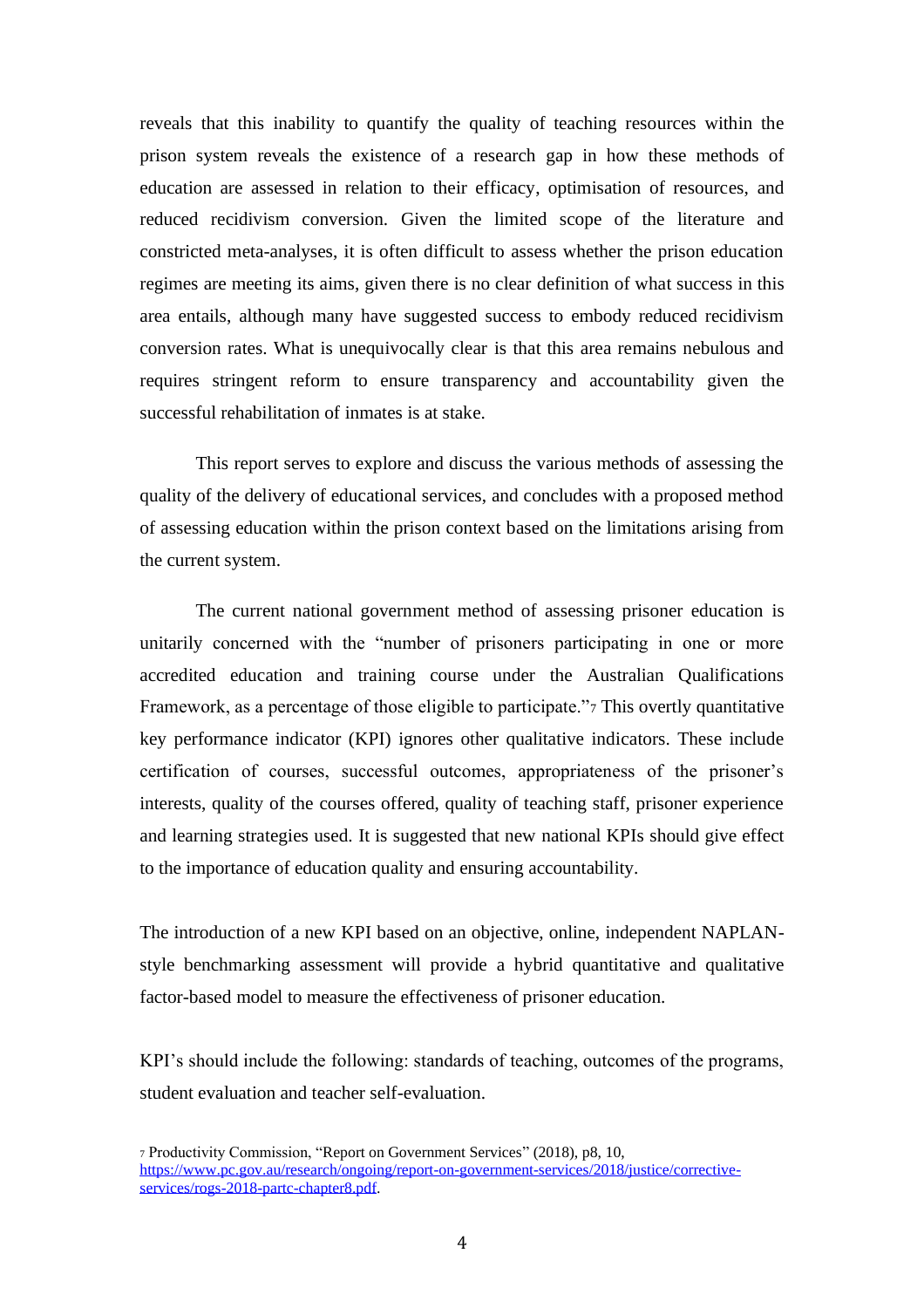reveals that this inability to quantify the quality of teaching resources within the prison system reveals the existence of a research gap in how these methods of education are assessed in relation to their efficacy, optimisation of resources, and reduced recidivism conversion. Given the limited scope of the literature and constricted meta-analyses, it is often difficult to assess whether the prison education regimes are meeting its aims, given there is no clear definition of what success in this area entails, although many have suggested success to embody reduced recidivism conversion rates. What is unequivocally clear is that this area remains nebulous and requires stringent reform to ensure transparency and accountability given the successful rehabilitation of inmates is at stake.

This report serves to explore and discuss the various methods of assessing the quality of the delivery of educational services, and concludes with a proposed method of assessing education within the prison context based on the limitations arising from the current system.

The current national government method of assessing prisoner education is unitarily concerned with the "number of prisoners participating in one or more accredited education and training course under the Australian Qualifications Framework, as a percentage of those eligible to participate."[7] This overtly quantitative key performance indicator (KPI) ignores other qualitative indicators. These include certification of courses, successful outcomes, appropriateness of the prisoner's interests, quality of the courses offered, quality of teaching staff, prisoner experience and learning strategies used. It is suggested that new national KPIs should give effect to the importance of education quality and ensuring accountability.

The introduction of a new KPI based on an objective, online, independent NAPLAN-style benchmarking assessment will provide a hybrid quantitative and qualitative factor-based model to measure the effectiveness of prisoner education.

KPI's should include the following: standards of teaching, outcomes of the programs, student evaluation and teacher self-evaluation.

[7] Productivity Commission, "Report on Government Services" (2018), p8, 10, https://www.pc.gov.au/research/ongoing/report-on-government-services/2018/justice/corrective-services/rogs-2018-partc-chapter8.pdf.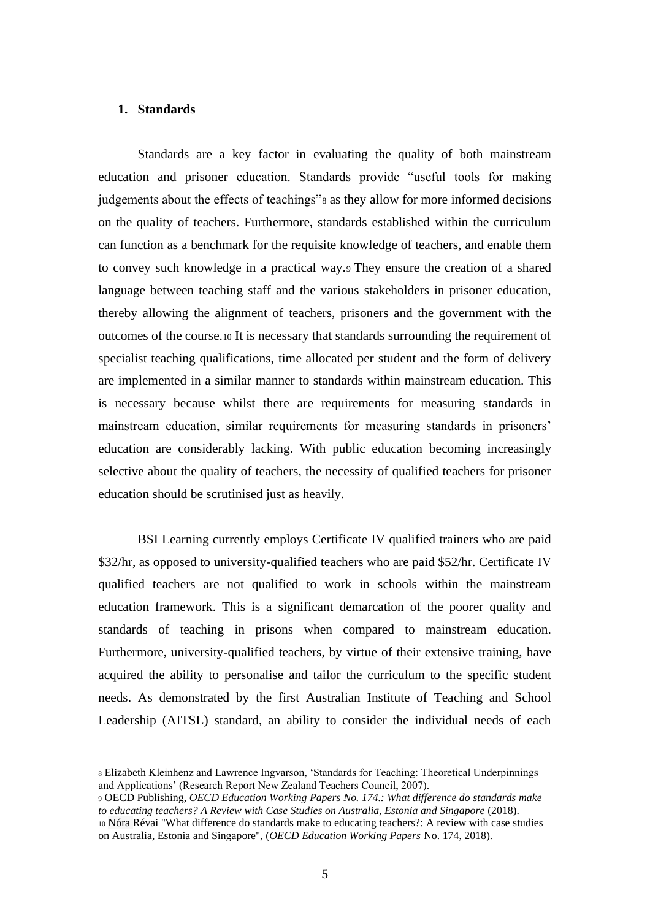## 1. Standards

Standards are a key factor in evaluating the quality of both mainstream education and prisoner education. Standards provide "useful tools for making judgements about the effects of teachings"[8] as they allow for more informed decisions on the quality of teachers. Furthermore, standards established within the curriculum can function as a benchmark for the requisite knowledge of teachers, and enable them to convey such knowledge in a practical way.[9] They ensure the creation of a shared language between teaching staff and the various stakeholders in prisoner education, thereby allowing the alignment of teachers, prisoners and the government with the outcomes of the course.[10] It is necessary that standards surrounding the requirement of specialist teaching qualifications, time allocated per student and the form of delivery are implemented in a similar manner to standards within mainstream education. This is necessary because whilst there are requirements for measuring standards in mainstream education, similar requirements for measuring standards in prisoners' education are considerably lacking. With public education becoming increasingly selective about the quality of teachers, the necessity of qualified teachers for prisoner education should be scrutinised just as heavily.

BSI Learning currently employs Certificate IV qualified trainers who are paid $32/hr, as opposed to university-qualified teachers who are paid $52/hr. Certificate IV qualified teachers are not qualified to work in schools within the mainstream education framework. This is a significant demarcation of the poorer quality and standards of teaching in prisons when compared to mainstream education. Furthermore, university-qualified teachers, by virtue of their extensive training, have acquired the ability to personalise and tailor the curriculum to the specific student needs. As demonstrated by the first Australian Institute of Teaching and School Leadership (AITSL) standard, an ability to consider the individual needs of each

---

[8] Elizabeth Kleinhenz and Lawrence Ingvarson, 'Standards for Teaching: Theoretical Underpinnings and Applications' (Research Report New Zealand Teachers Council, 2007).

[9] OECD Publishing, *OECD Education Working Papers No. 174.: What difference do standards make to educating teachers? A Review with Case Studies on Australia, Estonia and Singapore* (2018).

[10] Nóra Révai "What difference do standards make to educating teachers?: A review with case studies on Australia, Estonia and Singapore", (*OECD Education Working Papers* No. 174, 2018).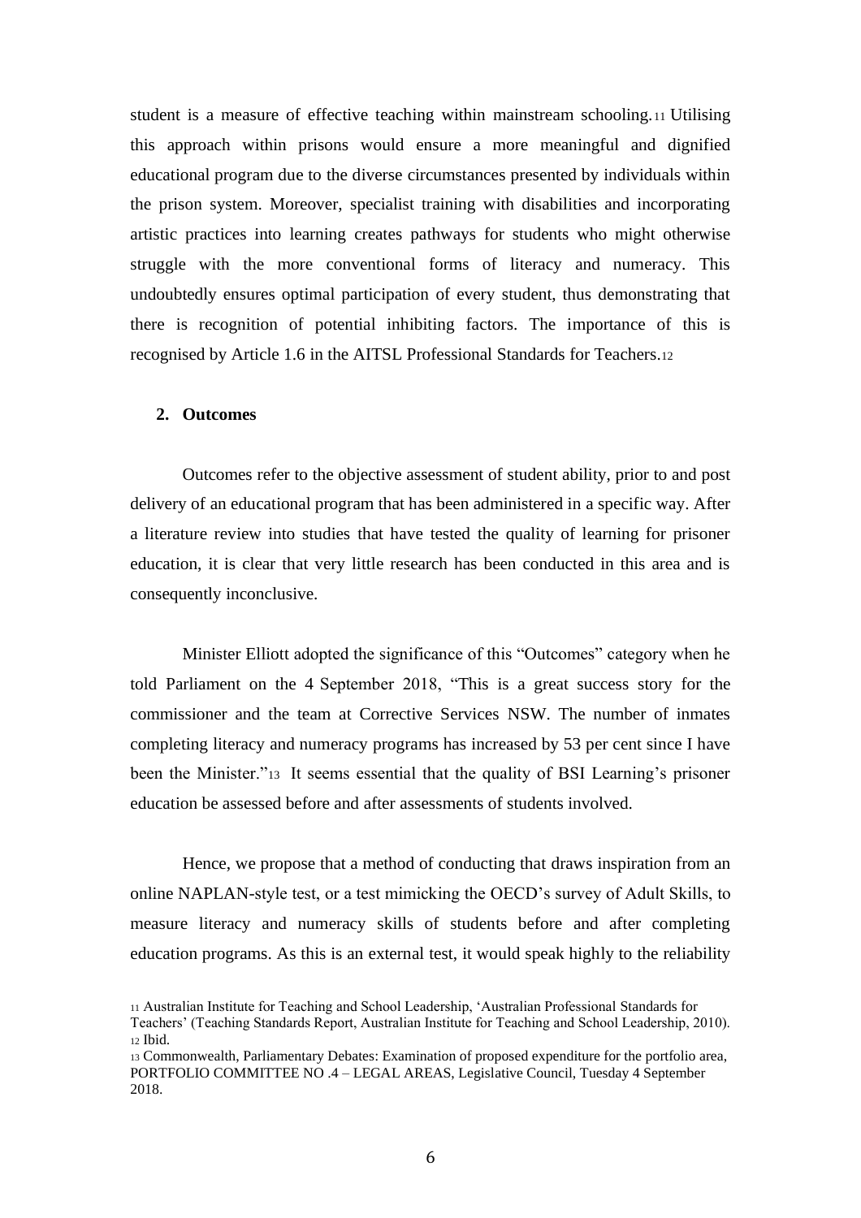student is a measure of effective teaching within mainstream schooling.[11] Utilising this approach within prisons would ensure a more meaningful and dignified educational program due to the diverse circumstances presented by individuals within the prison system. Moreover, specialist training with disabilities and incorporating artistic practices into learning creates pathways for students who might otherwise struggle with the more conventional forms of literacy and numeracy. This undoubtedly ensures optimal participation of every student, thus demonstrating that there is recognition of potential inhibiting factors. The importance of this is recognised by Article 1.6 in the AITSL Professional Standards for Teachers.[12]

## 2. Outcomes

Outcomes refer to the objective assessment of student ability, prior to and post delivery of an educational program that has been administered in a specific way. After a literature review into studies that have tested the quality of learning for prisoner education, it is clear that very little research has been conducted in this area and is consequently inconclusive.

Minister Elliott adopted the significance of this "Outcomes" category when he told Parliament on the 4 September 2018, "This is a great success story for the commissioner and the team at Corrective Services NSW. The number of inmates completing literacy and numeracy programs has increased by 53 per cent since I have been the Minister."[13] It seems essential that the quality of BSI Learning's prisoner education be assessed before and after assessments of students involved.

Hence, we propose that a method of conducting that draws inspiration from an online NAPLAN-style test, or a test mimicking the OECD's survey of Adult Skills, to measure literacy and numeracy skills of students before and after completing education programs. As this is an external test, it would speak highly to the reliability

[11] Australian Institute for Teaching and School Leadership, 'Australian Professional Standards for Teachers' (Teaching Standards Report, Australian Institute for Teaching and School Leadership, 2010).
[12] Ibid.
[13] Commonwealth, Parliamentary Debates: Examination of proposed expenditure for the portfolio area, PORTFOLIO COMMITTEE NO .4 – LEGAL AREAS, Legislative Council, Tuesday 4 September 2018.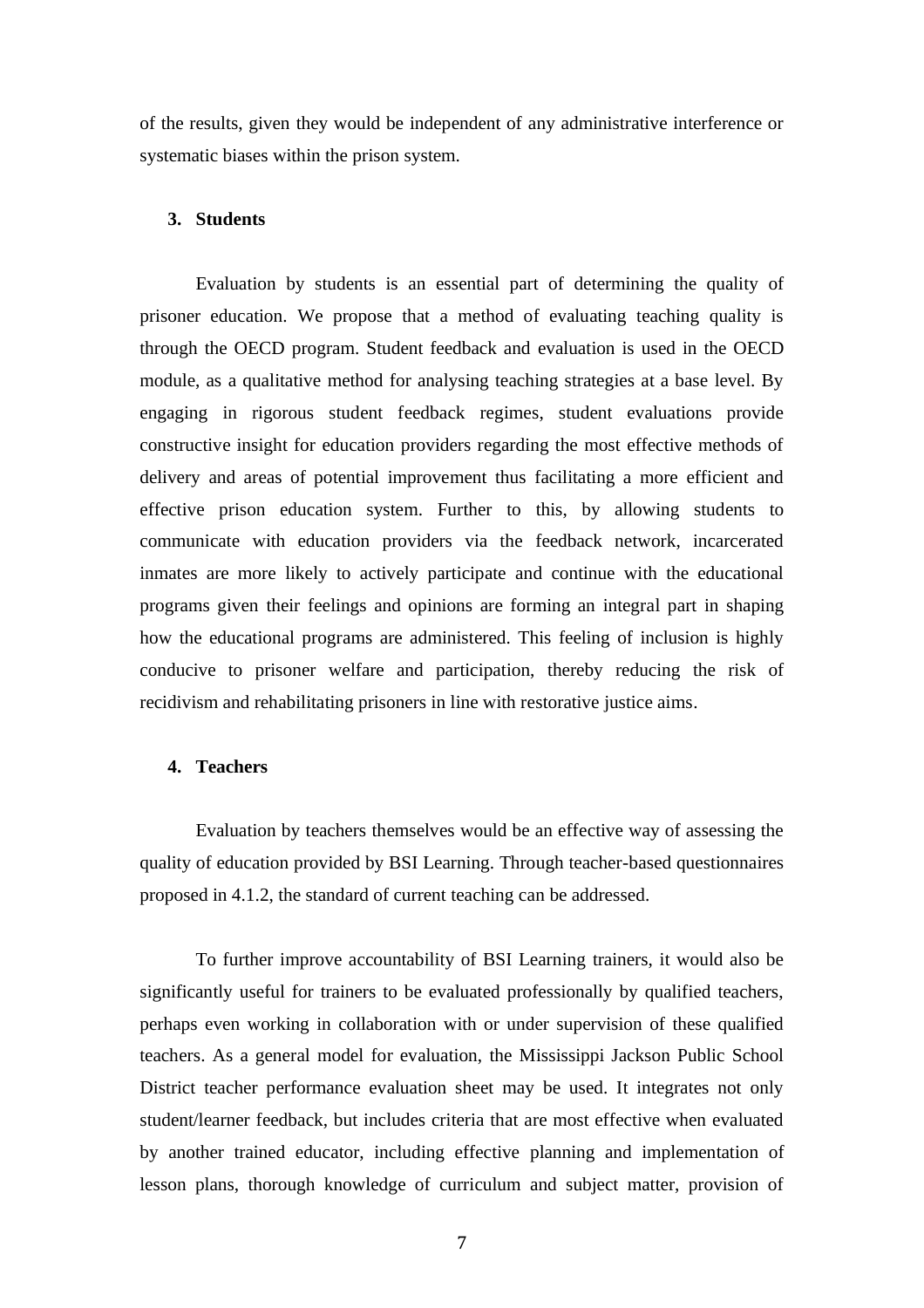of the results, given they would be independent of any administrative interference or systematic biases within the prison system.

### 3. Students

Evaluation by students is an essential part of determining the quality of prisoner education. We propose that a method of evaluating teaching quality is through the OECD program. Student feedback and evaluation is used in the OECD module, as a qualitative method for analysing teaching strategies at a base level. By engaging in rigorous student feedback regimes, student evaluations provide constructive insight for education providers regarding the most effective methods of delivery and areas of potential improvement thus facilitating a more efficient and effective prison education system. Further to this, by allowing students to communicate with education providers via the feedback network, incarcerated inmates are more likely to actively participate and continue with the educational programs given their feelings and opinions are forming an integral part in shaping how the educational programs are administered. This feeling of inclusion is highly conducive to prisoner welfare and participation, thereby reducing the risk of recidivism and rehabilitating prisoners in line with restorative justice aims.

### 4. Teachers

Evaluation by teachers themselves would be an effective way of assessing the quality of education provided by BSI Learning. Through teacher-based questionnaires proposed in 4.1.2, the standard of current teaching can be addressed.

To further improve accountability of BSI Learning trainers, it would also be significantly useful for trainers to be evaluated professionally by qualified teachers, perhaps even working in collaboration with or under supervision of these qualified teachers. As a general model for evaluation, the Mississippi Jackson Public School District teacher performance evaluation sheet may be used. It integrates not only student/learner feedback, but includes criteria that are most effective when evaluated by another trained educator, including effective planning and implementation of lesson plans, thorough knowledge of curriculum and subject matter, provision of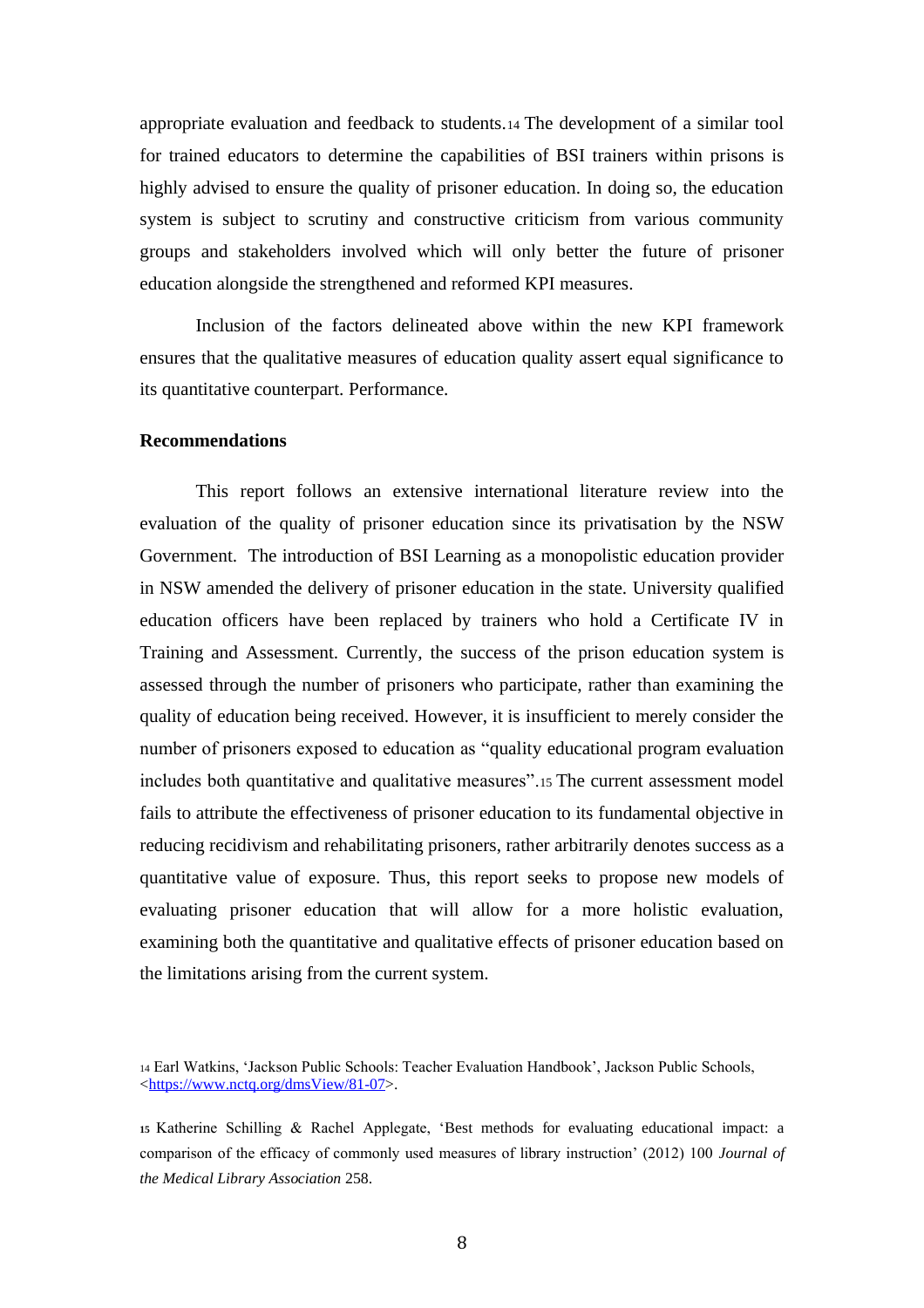appropriate evaluation and feedback to students.[14] The development of a similar tool for trained educators to determine the capabilities of BSI trainers within prisons is highly advised to ensure the quality of prisoner education. In doing so, the education system is subject to scrutiny and constructive criticism from various community groups and stakeholders involved which will only better the future of prisoner education alongside the strengthened and reformed KPI measures.

Inclusion of the factors delineated above within the new KPI framework ensures that the qualitative measures of education quality assert equal significance to its quantitative counterpart. Performance.

**Recommendations**

This report follows an extensive international literature review into the evaluation of the quality of prisoner education since its privatisation by the NSW Government. The introduction of BSI Learning as a monopolistic education provider in NSW amended the delivery of prisoner education in the state. University qualified education officers have been replaced by trainers who hold a Certificate IV in Training and Assessment. Currently, the success of the prison education system is assessed through the number of prisoners who participate, rather than examining the quality of education being received. However, it is insufficient to merely consider the number of prisoners exposed to education as "quality educational program evaluation includes both quantitative and qualitative measures".[15] The current assessment model fails to attribute the effectiveness of prisoner education to its fundamental objective in reducing recidivism and rehabilitating prisoners, rather arbitrarily denotes success as a quantitative value of exposure. Thus, this report seeks to propose new models of evaluating prisoner education that will allow for a more holistic evaluation, examining both the quantitative and qualitative effects of prisoner education based on the limitations arising from the current system.

[14] Earl Watkins, 'Jackson Public Schools: Teacher Evaluation Handbook', Jackson Public Schools, <https://www.nctq.org/dmsView/81-07>.

[15] Katherine Schilling & Rachel Applegate, 'Best methods for evaluating educational impact: a comparison of the efficacy of commonly used measures of library instruction' (2012) 100 *Journal of the Medical Library Association* 258.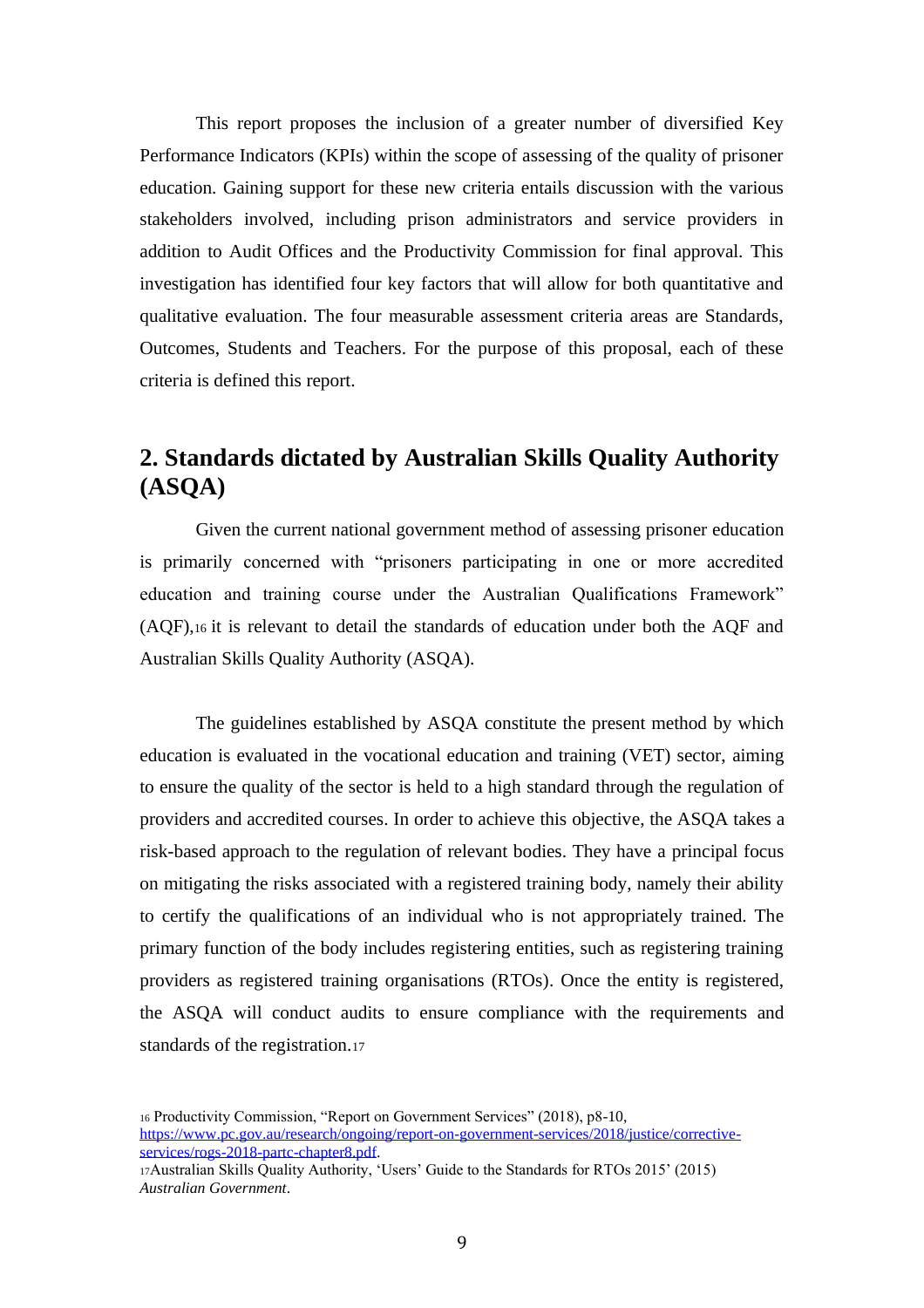This report proposes the inclusion of a greater number of diversified Key Performance Indicators (KPIs) within the scope of assessing of the quality of prisoner education. Gaining support for these new criteria entails discussion with the various stakeholders involved, including prison administrators and service providers in addition to Audit Offices and the Productivity Commission for final approval. This investigation has identified four key factors that will allow for both quantitative and qualitative evaluation. The four measurable assessment criteria areas are Standards, Outcomes, Students and Teachers. For the purpose of this proposal, each of these criteria is defined this report.

## 2. Standards dictated by Australian Skills Quality Authority (ASQA)

Given the current national government method of assessing prisoner education is primarily concerned with "prisoners participating in one or more accredited education and training course under the Australian Qualifications Framework" (AQF),[16] it is relevant to detail the standards of education under both the AQF and Australian Skills Quality Authority (ASQA).

The guidelines established by ASQA constitute the present method by which education is evaluated in the vocational education and training (VET) sector, aiming to ensure the quality of the sector is held to a high standard through the regulation of providers and accredited courses. In order to achieve this objective, the ASQA takes a risk-based approach to the regulation of relevant bodies. They have a principal focus on mitigating the risks associated with a registered training body, namely their ability to certify the qualifications of an individual who is not appropriately trained. The primary function of the body includes registering entities, such as registering training providers as registered training organisations (RTOs). Once the entity is registered, the ASQA will conduct audits to ensure compliance with the requirements and standards of the registration.[17]

---

[16] Productivity Commission, "Report on Government Services" (2018), p8-10, https://www.pc.gov.au/research/ongoing/report-on-government-services/2018/justice/corrective-services/rogs-2018-partc-chapter8.pdf.

[17] Australian Skills Quality Authority, 'Users' Guide to the Standards for RTOs 2015' (2015) *Australian Government*.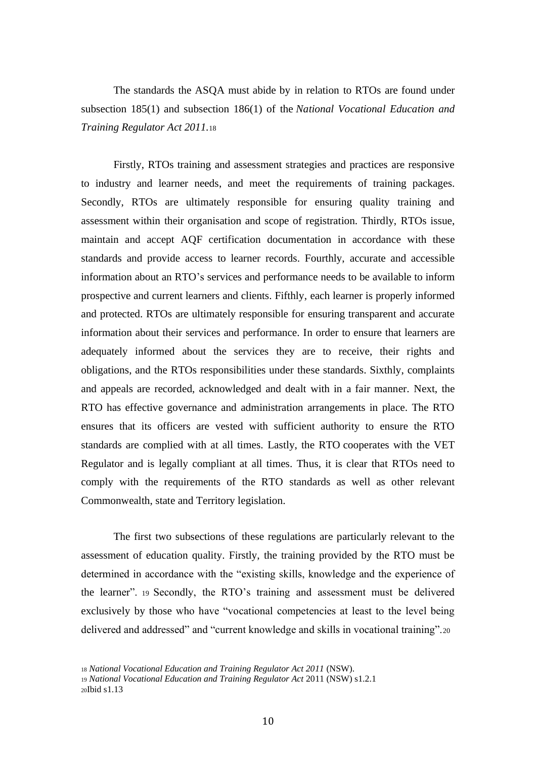The standards the ASQA must abide by in relation to RTOs are found under subsection 185(1) and subsection 186(1) of the *National Vocational Education and Training Regulator Act 2011*.[18]

Firstly, RTOs training and assessment strategies and practices are responsive to industry and learner needs, and meet the requirements of training packages. Secondly, RTOs are ultimately responsible for ensuring quality training and assessment within their organisation and scope of registration. Thirdly, RTOs issue, maintain and accept AQF certification documentation in accordance with these standards and provide access to learner records. Fourthly, accurate and accessible information about an RTO's services and performance needs to be available to inform prospective and current learners and clients. Fifthly, each learner is properly informed and protected. RTOs are ultimately responsible for ensuring transparent and accurate information about their services and performance. In order to ensure that learners are adequately informed about the services they are to receive, their rights and obligations, and the RTOs responsibilities under these standards. Sixthly, complaints and appeals are recorded, acknowledged and dealt with in a fair manner. Next, the RTO has effective governance and administration arrangements in place. The RTO ensures that its officers are vested with sufficient authority to ensure the RTO standards are complied with at all times. Lastly, the RTO cooperates with the VET Regulator and is legally compliant at all times. Thus, it is clear that RTOs need to comply with the requirements of the RTO standards as well as other relevant Commonwealth, state and Territory legislation.

The first two subsections of these regulations are particularly relevant to the assessment of education quality. Firstly, the training provided by the RTO must be determined in accordance with the "existing skills, knowledge and the experience of the learner". [19] Secondly, the RTO's training and assessment must be delivered exclusively by those who have "vocational competencies at least to the level being delivered and addressed" and "current knowledge and skills in vocational training".[20]

---

[18] *National Vocational Education and Training Regulator Act 2011* (NSW).

[19] *National Vocational Education and Training Regulator Act* 2011 (NSW) s1.2.1

[20] Ibid s1.13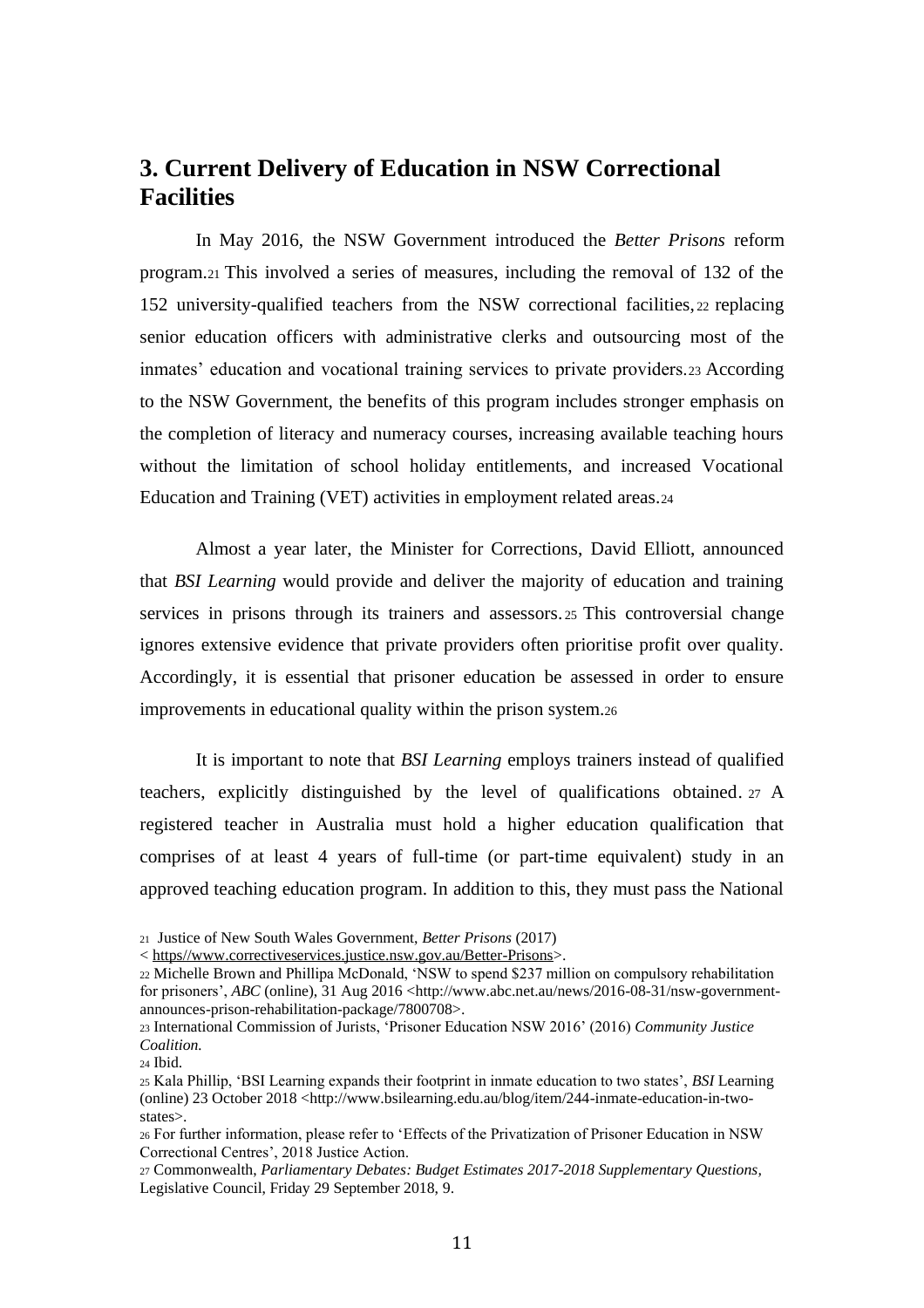## 3. Current Delivery of Education in NSW Correctional Facilities

In May 2016, the NSW Government introduced the *Better Prisons* reform program.[21] This involved a series of measures, including the removal of 132 of the 152 university-qualified teachers from the NSW correctional facilities,[22] replacing senior education officers with administrative clerks and outsourcing most of the inmates' education and vocational training services to private providers.[23] According to the NSW Government, the benefits of this program includes stronger emphasis on the completion of literacy and numeracy courses, increasing available teaching hours without the limitation of school holiday entitlements, and increased Vocational Education and Training (VET) activities in employment related areas.[24]

Almost a year later, the Minister for Corrections, David Elliott, announced that *BSI Learning* would provide and deliver the majority of education and training services in prisons through its trainers and assessors.[25] This controversial change ignores extensive evidence that private providers often prioritise profit over quality. Accordingly, it is essential that prisoner education be assessed in order to ensure improvements in educational quality within the prison system.[26]

It is important to note that *BSI Learning* employs trainers instead of qualified teachers, explicitly distinguished by the level of qualifications obtained.[27] A registered teacher in Australia must hold a higher education qualification that comprises of at least 4 years of full-time (or part-time equivalent) study in an approved teaching education program. In addition to this, they must pass the National

---

[21] Justice of New South Wales Government, *Better Prisons* (2017) < https//www.correctiveservices.justice.nsw.gov.au/Better-Prisons>.

[22] Michelle Brown and Phillipa McDonald, 'NSW to spend $237 million on compulsory rehabilitation for prisoners', *ABC* (online), 31 Aug 2016 <http://www.abc.net.au/news/2016-08-31/nsw-government-announces-prison-rehabilitation-package/7800708>.

[23] International Commission of Jurists, 'Prisoner Education NSW 2016' (2016) *Community Justice Coalition.*

[24] Ibid.

[25] Kala Phillip, 'BSI Learning expands their footprint in inmate education to two states', *BSI* Learning (online) 23 October 2018 <http://www.bsilearning.edu.au/blog/item/244-inmate-education-in-two-states>.

[26] For further information, please refer to 'Effects of the Privatization of Prisoner Education in NSW Correctional Centres', 2018 Justice Action.

[27] Commonwealth, *Parliamentary Debates: Budget Estimates 2017-2018 Supplementary Questions*, Legislative Council, Friday 29 September 2018, 9.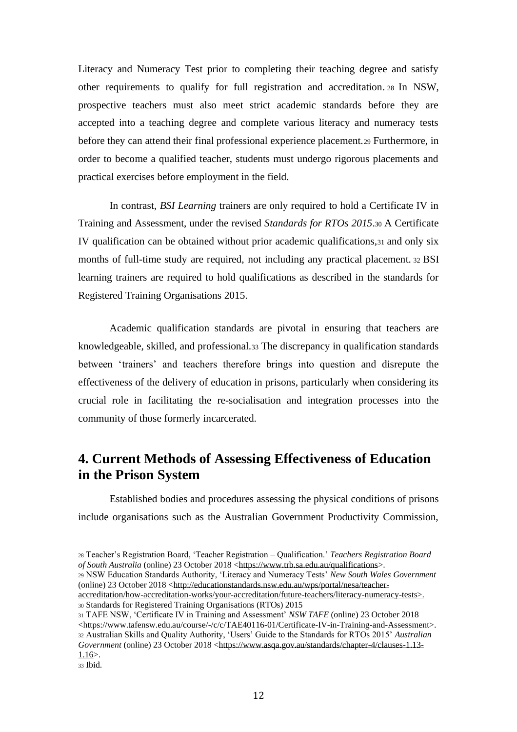Literacy and Numeracy Test prior to completing their teaching degree and satisfy other requirements to qualify for full registration and accreditation.[28] In NSW, prospective teachers must also meet strict academic standards before they are accepted into a teaching degree and complete various literacy and numeracy tests before they can attend their final professional experience placement.[29] Furthermore, in order to become a qualified teacher, students must undergo rigorous placements and practical exercises before employment in the field.

In contrast, *BSI Learning* trainers are only required to hold a Certificate IV in Training and Assessment, under the revised *Standards for RTOs 2015*.[30] A Certificate IV qualification can be obtained without prior academic qualifications,[31] and only six months of full-time study are required, not including any practical placement.[32] BSI learning trainers are required to hold qualifications as described in the standards for Registered Training Organisations 2015.

Academic qualification standards are pivotal in ensuring that teachers are knowledgeable, skilled, and professional.[33] The discrepancy in qualification standards between 'trainers' and teachers therefore brings into question and disrepute the effectiveness of the delivery of education in prisons, particularly when considering its crucial role in facilitating the re-socialisation and integration processes into the community of those formerly incarcerated.

## 4. Current Methods of Assessing Effectiveness of Education in the Prison System

Established bodies and procedures assessing the physical conditions of prisons include organisations such as the Australian Government Productivity Commission,

---

[28] Teacher's Registration Board, 'Teacher Registration – Qualification.' *Teachers Registration Board of South Australia* (online) 23 October 2018 <https://www.trb.sa.edu.au/qualifications>.

[29] NSW Education Standards Authority, 'Literacy and Numeracy Tests' *New South Wales Government* (online) 23 October 2018 <http://educationstandards.nsw.edu.au/wps/portal/nesa/teacher-accreditation/how-accreditation-works/your-accreditation/future-teachers/literacy-numeracy-tests>.

[30] Standards for Registered Training Organisations (RTOs) 2015

[31] TAFE NSW, 'Certificate IV in Training and Assessment' *NSW TAFE* (online) 23 October 2018 <https://www.tafensw.edu.au/course/-/c/c/TAE40116-01/Certificate-IV-in-Training-and-Assessment>.

[32] Australian Skills and Quality Authority, 'Users' Guide to the Standards for RTOs 2015' *Australian Government* (online) 23 October 2018 <https://www.asqa.gov.au/standards/chapter-4/clauses-1.13-1.16>.

[33] Ibid.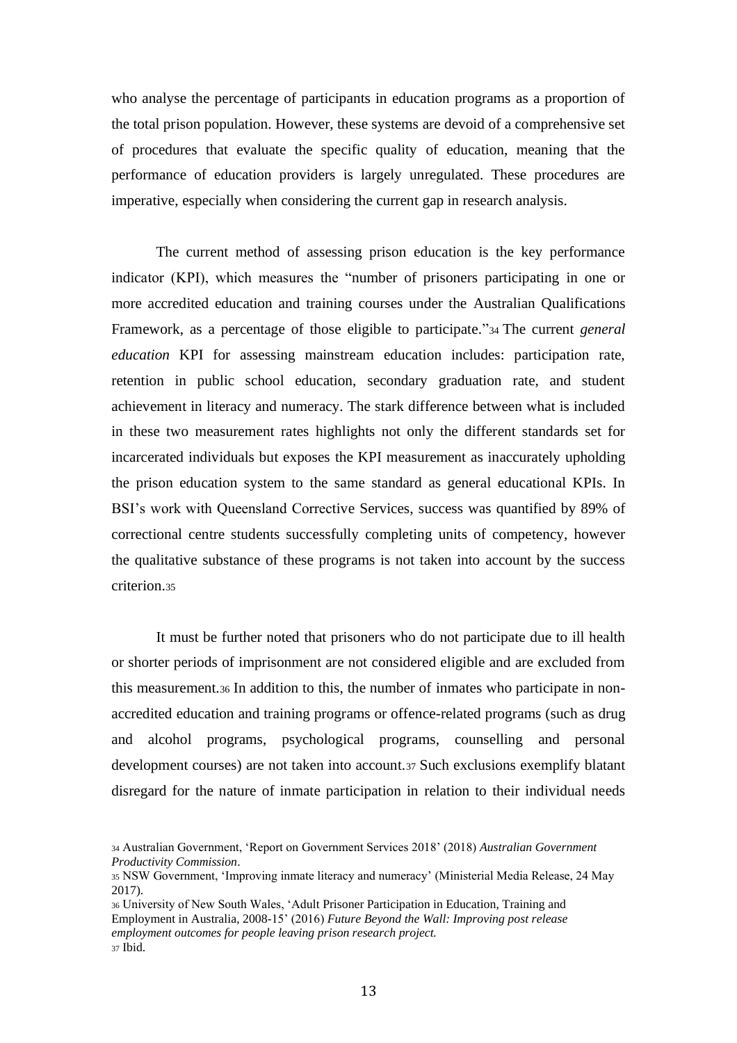who analyse the percentage of participants in education programs as a proportion of the total prison population. However, these systems are devoid of a comprehensive set of procedures that evaluate the specific quality of education, meaning that the performance of education providers is largely unregulated. These procedures are imperative, especially when considering the current gap in research analysis.

The current method of assessing prison education is the key performance indicator (KPI), which measures the "number of prisoners participating in one or more accredited education and training courses under the Australian Qualifications Framework, as a percentage of those eligible to participate."[34] The current *general education* KPI for assessing mainstream education includes: participation rate, retention in public school education, secondary graduation rate, and student achievement in literacy and numeracy. The stark difference between what is included in these two measurement rates highlights not only the different standards set for incarcerated individuals but exposes the KPI measurement as inaccurately upholding the prison education system to the same standard as general educational KPIs. In BSI's work with Queensland Corrective Services, success was quantified by 89% of correctional centre students successfully completing units of competency, however the qualitative substance of these programs is not taken into account by the success criterion.[35]

It must be further noted that prisoners who do not participate due to ill health or shorter periods of imprisonment are not considered eligible and are excluded from this measurement.[36] In addition to this, the number of inmates who participate in non-accredited education and training programs or offence-related programs (such as drug and alcohol programs, psychological programs, counselling and personal development courses) are not taken into account.[37] Such exclusions exemplify blatant disregard for the nature of inmate participation in relation to their individual needs

[34] Australian Government, 'Report on Government Services 2018' (2018) *Australian Government Productivity Commission*.

[35] NSW Government, 'Improving inmate literacy and numeracy' (Ministerial Media Release, 24 May 2017).

[36] University of New South Wales, 'Adult Prisoner Participation in Education, Training and Employment in Australia, 2008-15' (2016) *Future Beyond the Wall: Improving post release employment outcomes for people leaving prison research project.*

[37] Ibid.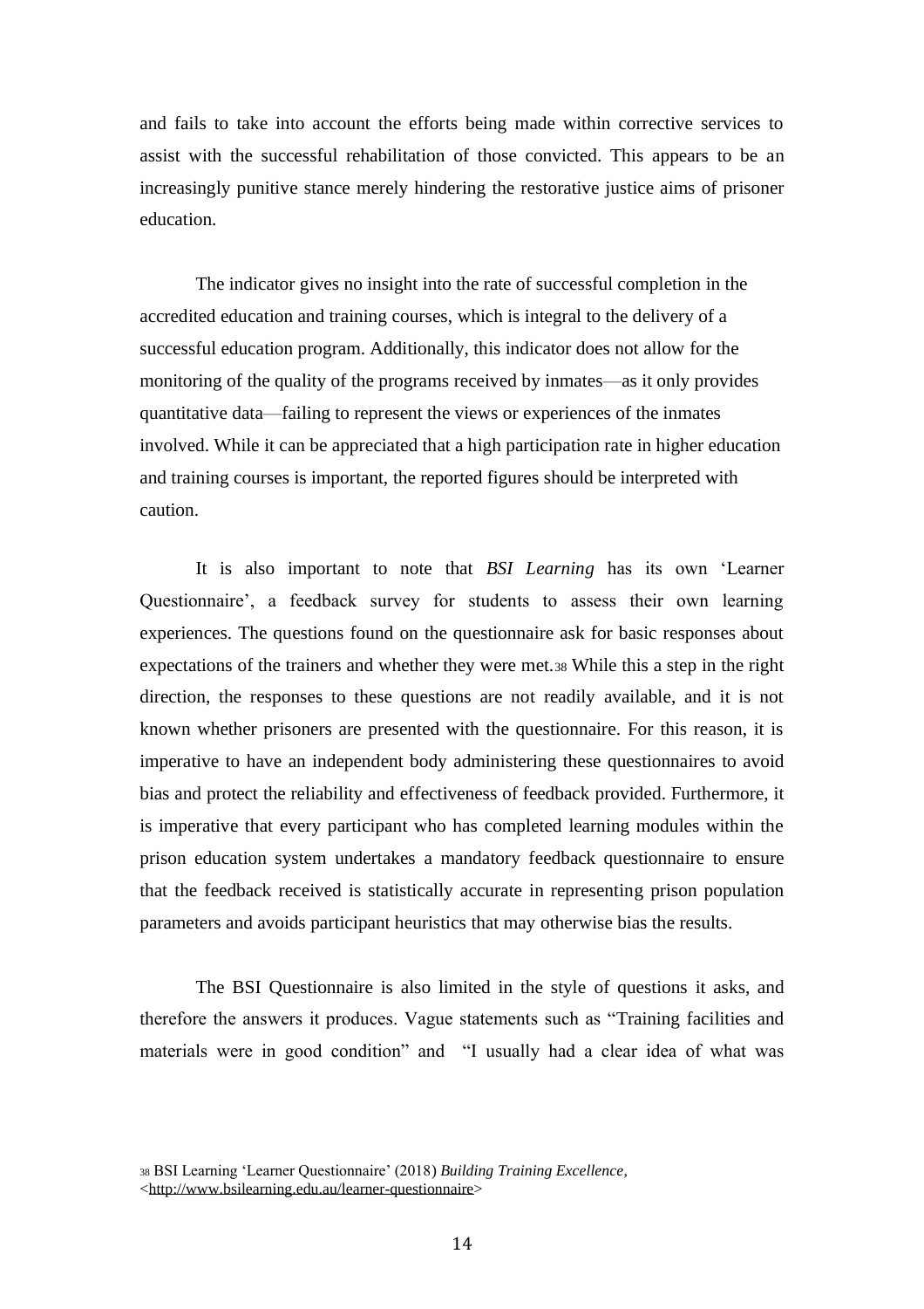and fails to take into account the efforts being made within corrective services to assist with the successful rehabilitation of those convicted. This appears to be an increasingly punitive stance merely hindering the restorative justice aims of prisoner education.

The indicator gives no insight into the rate of successful completion in the accredited education and training courses, which is integral to the delivery of a successful education program. Additionally, this indicator does not allow for the monitoring of the quality of the programs received by inmates—as it only provides quantitative data—failing to represent the views or experiences of the inmates involved. While it can be appreciated that a high participation rate in higher education and training courses is important, the reported figures should be interpreted with caution.

It is also important to note that *BSI Learning* has its own 'Learner Questionnaire', a feedback survey for students to assess their own learning experiences. The questions found on the questionnaire ask for basic responses about expectations of the trainers and whether they were met.[38] While this a step in the right direction, the responses to these questions are not readily available, and it is not known whether prisoners are presented with the questionnaire. For this reason, it is imperative to have an independent body administering these questionnaires to avoid bias and protect the reliability and effectiveness of feedback provided. Furthermore, it is imperative that every participant who has completed learning modules within the prison education system undertakes a mandatory feedback questionnaire to ensure that the feedback received is statistically accurate in representing prison population parameters and avoids participant heuristics that may otherwise bias the results.

The BSI Questionnaire is also limited in the style of questions it asks, and therefore the answers it produces. Vague statements such as "Training facilities and materials were in good condition" and "I usually had a clear idea of what was

[38] BSI Learning 'Learner Questionnaire' (2018) *Building Training Excellence,* <http://www.bsilearning.edu.au/learner-questionnaire>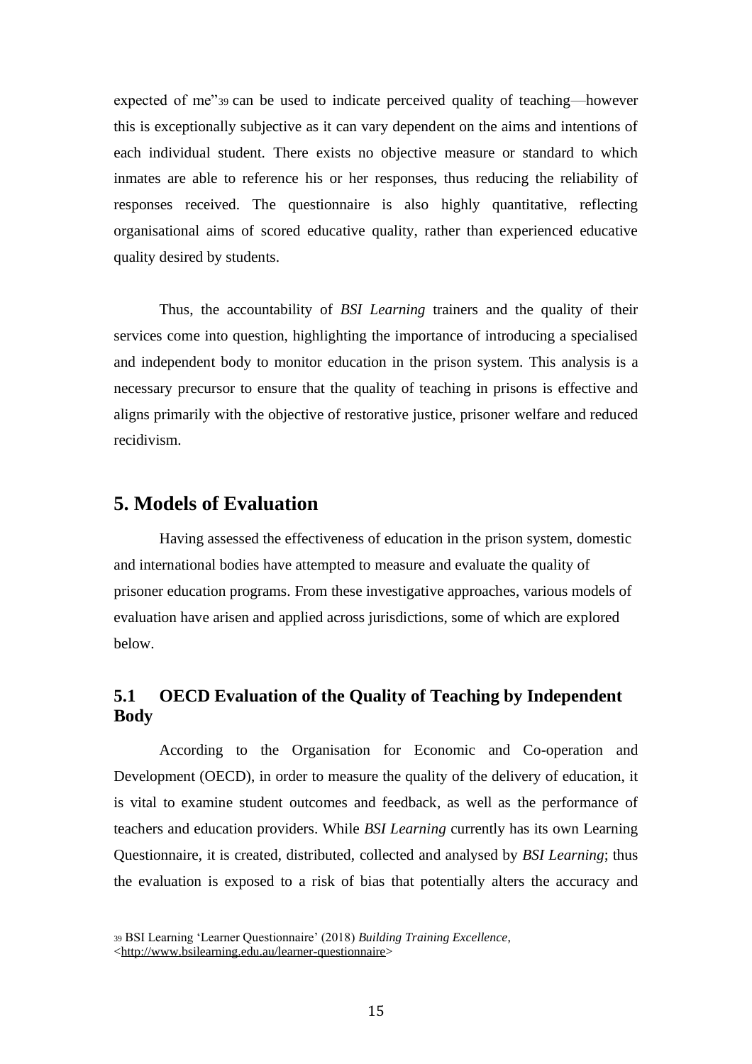expected of me"[39] can be used to indicate perceived quality of teaching—however this is exceptionally subjective as it can vary dependent on the aims and intentions of each individual student. There exists no objective measure or standard to which inmates are able to reference his or her responses, thus reducing the reliability of responses received. The questionnaire is also highly quantitative, reflecting organisational aims of scored educative quality, rather than experienced educative quality desired by students.

Thus, the accountability of *BSI Learning* trainers and the quality of their services come into question, highlighting the importance of introducing a specialised and independent body to monitor education in the prison system. This analysis is a necessary precursor to ensure that the quality of teaching in prisons is effective and aligns primarily with the objective of restorative justice, prisoner welfare and reduced recidivism.

## 5. Models of Evaluation

Having assessed the effectiveness of education in the prison system, domestic and international bodies have attempted to measure and evaluate the quality of prisoner education programs. From these investigative approaches, various models of evaluation have arisen and applied across jurisdictions, some of which are explored below.

### 5.1 OECD Evaluation of the Quality of Teaching by Independent Body

According to the Organisation for Economic and Co-operation and Development (OECD), in order to measure the quality of the delivery of education, it is vital to examine student outcomes and feedback, as well as the performance of teachers and education providers. While *BSI Learning* currently has its own Learning Questionnaire, it is created, distributed, collected and analysed by *BSI Learning*; thus the evaluation is exposed to a risk of bias that potentially alters the accuracy and

[39] BSI Learning 'Learner Questionnaire' (2018) *Building Training Excellence*, <http://www.bsilearning.edu.au/learner-questionnaire>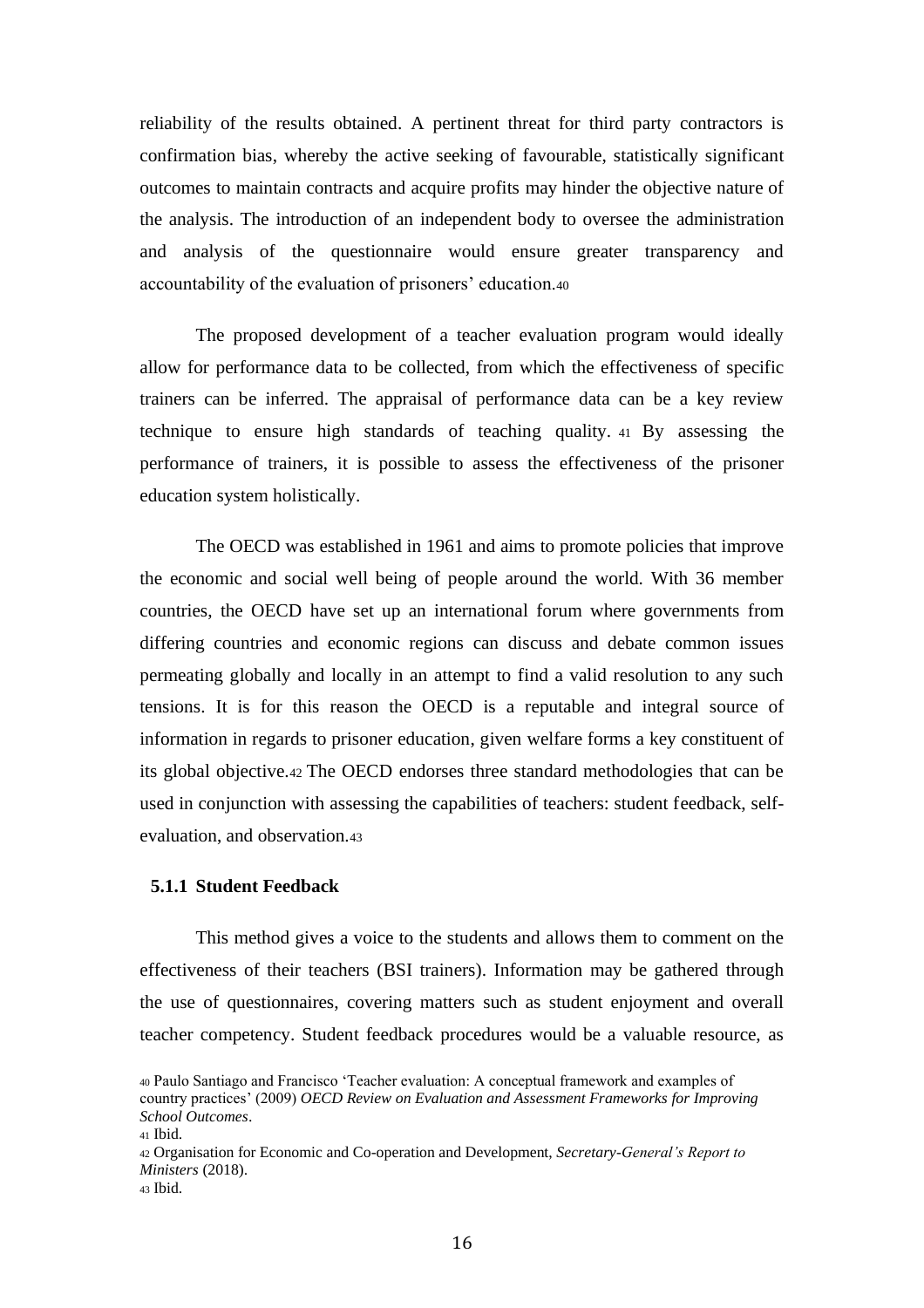reliability of the results obtained. A pertinent threat for third party contractors is confirmation bias, whereby the active seeking of favourable, statistically significant outcomes to maintain contracts and acquire profits may hinder the objective nature of the analysis. The introduction of an independent body to oversee the administration and analysis of the questionnaire would ensure greater transparency and accountability of the evaluation of prisoners' education.[40]

The proposed development of a teacher evaluation program would ideally allow for performance data to be collected, from which the effectiveness of specific trainers can be inferred. The appraisal of performance data can be a key review technique to ensure high standards of teaching quality.[41] By assessing the performance of trainers, it is possible to assess the effectiveness of the prisoner education system holistically.

The OECD was established in 1961 and aims to promote policies that improve the economic and social well being of people around the world. With 36 member countries, the OECD have set up an international forum where governments from differing countries and economic regions can discuss and debate common issues permeating globally and locally in an attempt to find a valid resolution to any such tensions. It is for this reason the OECD is a reputable and integral source of information in regards to prisoner education, given welfare forms a key constituent of its global objective.[42] The OECD endorses three standard methodologies that can be used in conjunction with assessing the capabilities of teachers: student feedback, self-evaluation, and observation.[43]

### 5.1.1 Student Feedback

This method gives a voice to the students and allows them to comment on the effectiveness of their teachers (BSI trainers). Information may be gathered through the use of questionnaires, covering matters such as student enjoyment and overall teacher competency. Student feedback procedures would be a valuable resource, as

[40] Paulo Santiago and Francisco 'Teacher evaluation: A conceptual framework and examples of country practices' (2009) *OECD Review on Evaluation and Assessment Frameworks for Improving School Outcomes*.

[41] Ibid.

[42] Organisation for Economic and Co-operation and Development, *Secretary-General's Report to Ministers* (2018).

[43] Ibid.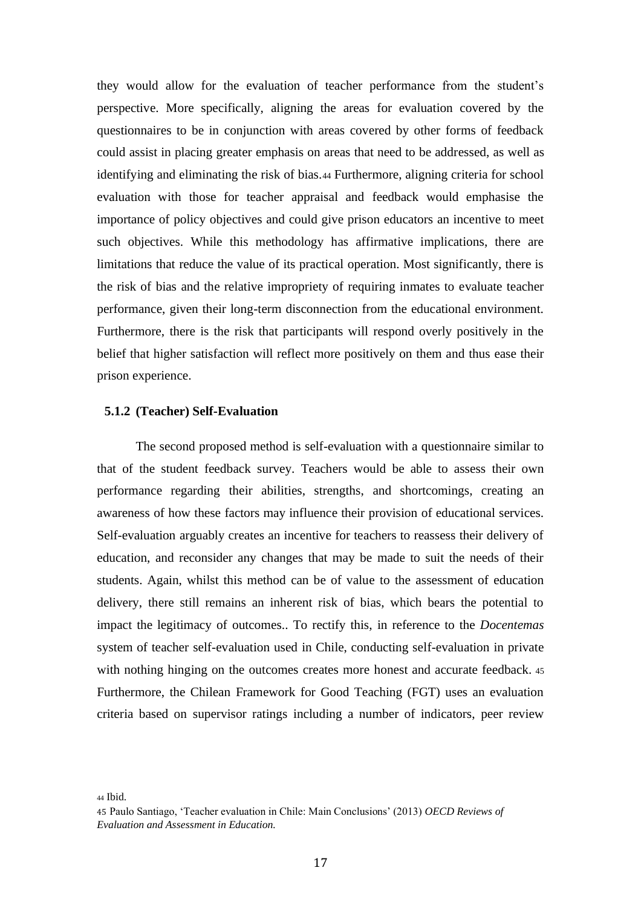they would allow for the evaluation of teacher performance from the student's perspective. More specifically, aligning the areas for evaluation covered by the questionnaires to be in conjunction with areas covered by other forms of feedback could assist in placing greater emphasis on areas that need to be addressed, as well as identifying and eliminating the risk of bias.[44] Furthermore, aligning criteria for school evaluation with those for teacher appraisal and feedback would emphasise the importance of policy objectives and could give prison educators an incentive to meet such objectives. While this methodology has affirmative implications, there are limitations that reduce the value of its practical operation. Most significantly, there is the risk of bias and the relative impropriety of requiring inmates to evaluate teacher performance, given their long-term disconnection from the educational environment. Furthermore, there is the risk that participants will respond overly positively in the belief that higher satisfaction will reflect more positively on them and thus ease their prison experience.

### 5.1.2 (Teacher) Self-Evaluation

The second proposed method is self-evaluation with a questionnaire similar to that of the student feedback survey. Teachers would be able to assess their own performance regarding their abilities, strengths, and shortcomings, creating an awareness of how these factors may influence their provision of educational services. Self-evaluation arguably creates an incentive for teachers to reassess their delivery of education, and reconsider any changes that may be made to suit the needs of their students. Again, whilst this method can be of value to the assessment of education delivery, there still remains an inherent risk of bias, which bears the potential to impact the legitimacy of outcomes.. To rectify this, in reference to the *Docentemas* system of teacher self-evaluation used in Chile, conducting self-evaluation in private with nothing hinging on the outcomes creates more honest and accurate feedback. [45] Furthermore, the Chilean Framework for Good Teaching (FGT) uses an evaluation criteria based on supervisor ratings including a number of indicators, peer review

[44] Ibid.

[45] Paulo Santiago, 'Teacher evaluation in Chile: Main Conclusions' (2013) *OECD Reviews of Evaluation and Assessment in Education.*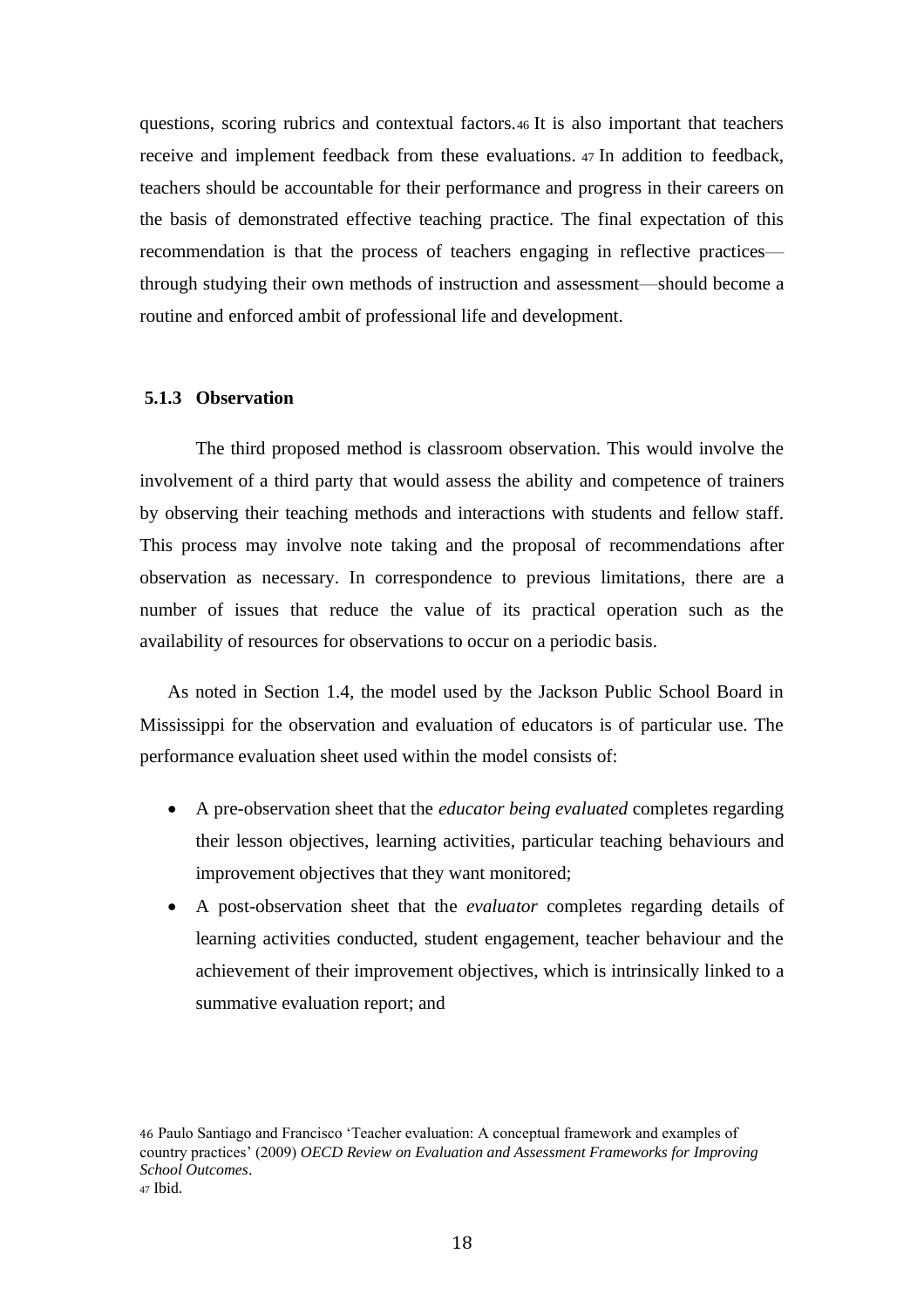questions, scoring rubrics and contextual factors.[46] It is also important that teachers receive and implement feedback from these evaluations. [47] In addition to feedback, teachers should be accountable for their performance and progress in their careers on the basis of demonstrated effective teaching practice. The final expectation of this recommendation is that the process of teachers engaging in reflective practices—through studying their own methods of instruction and assessment—should become a routine and enforced ambit of professional life and development.

### 5.1.3 Observation

The third proposed method is classroom observation. This would involve the involvement of a third party that would assess the ability and competence of trainers by observing their teaching methods and interactions with students and fellow staff. This process may involve note taking and the proposal of recommendations after observation as necessary. In correspondence to previous limitations, there are a number of issues that reduce the value of its practical operation such as the availability of resources for observations to occur on a periodic basis.

As noted in Section 1.4, the model used by the Jackson Public School Board in Mississippi for the observation and evaluation of educators is of particular use. The performance evaluation sheet used within the model consists of:

- A pre-observation sheet that the *educator being evaluated* completes regarding their lesson objectives, learning activities, particular teaching behaviours and improvement objectives that they want monitored;
- A post-observation sheet that the *evaluator* completes regarding details of learning activities conducted, student engagement, teacher behaviour and the achievement of their improvement objectives, which is intrinsically linked to a summative evaluation report; and

[46] Paulo Santiago and Francisco 'Teacher evaluation: A conceptual framework and examples of country practices' (2009) *OECD Review on Evaluation and Assessment Frameworks for Improving School Outcomes*.
[47] Ibid.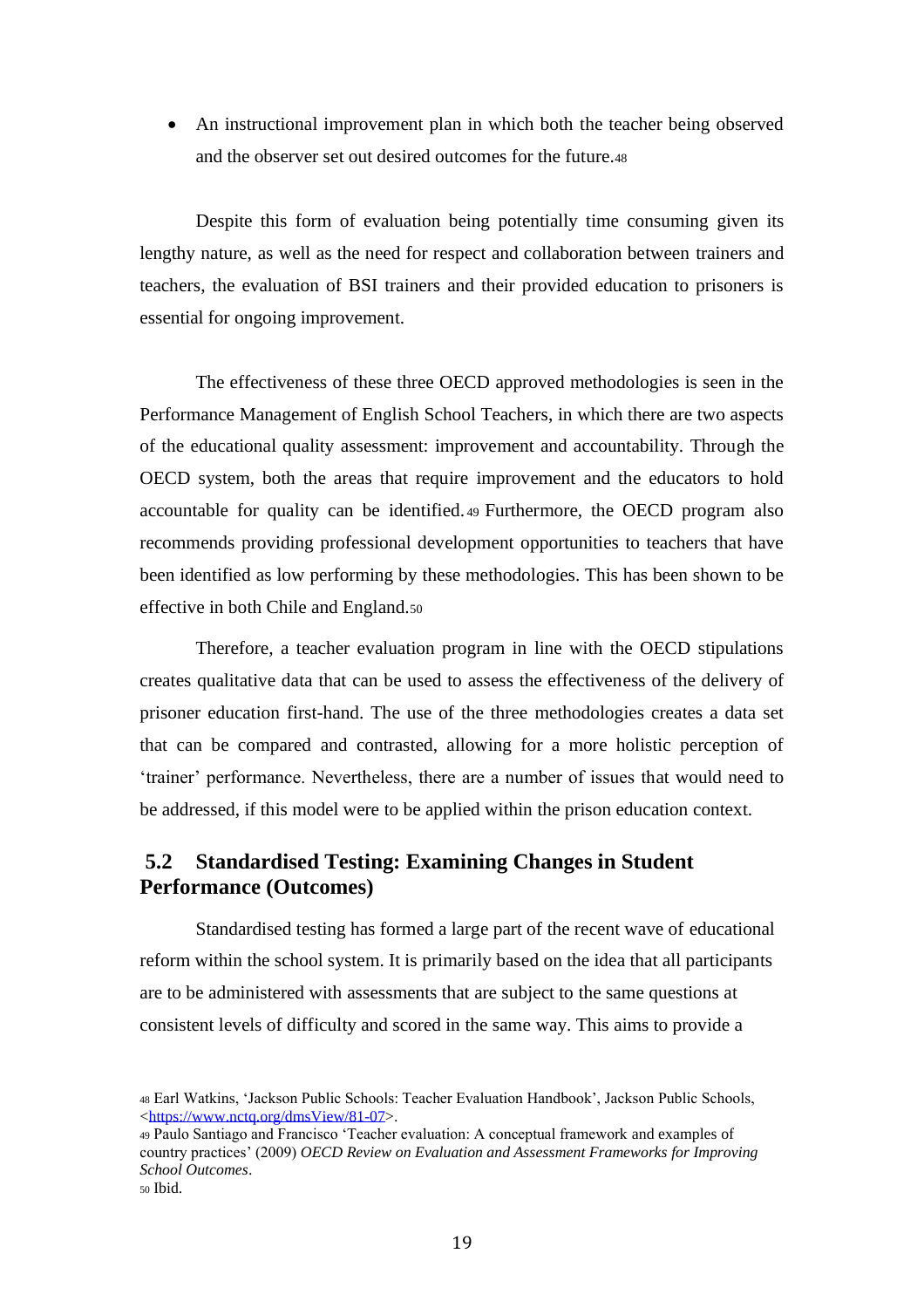- An instructional improvement plan in which both the teacher being observed and the observer set out desired outcomes for the future.[48]

Despite this form of evaluation being potentially time consuming given its lengthy nature, as well as the need for respect and collaboration between trainers and teachers, the evaluation of BSI trainers and their provided education to prisoners is essential for ongoing improvement.

The effectiveness of these three OECD approved methodologies is seen in the Performance Management of English School Teachers, in which there are two aspects of the educational quality assessment: improvement and accountability. Through the OECD system, both the areas that require improvement and the educators to hold accountable for quality can be identified.[49] Furthermore, the OECD program also recommends providing professional development opportunities to teachers that have been identified as low performing by these methodologies. This has been shown to be effective in both Chile and England.[50]

Therefore, a teacher evaluation program in line with the OECD stipulations creates qualitative data that can be used to assess the effectiveness of the delivery of prisoner education first-hand. The use of the three methodologies creates a data set that can be compared and contrasted, allowing for a more holistic perception of 'trainer' performance. Nevertheless, there are a number of issues that would need to be addressed, if this model were to be applied within the prison education context.

## 5.2 Standardised Testing: Examining Changes in Student Performance (Outcomes)

Standardised testing has formed a large part of the recent wave of educational reform within the school system. It is primarily based on the idea that all participants are to be administered with assessments that are subject to the same questions at consistent levels of difficulty and scored in the same way. This aims to provide a

[48] Earl Watkins, 'Jackson Public Schools: Teacher Evaluation Handbook', Jackson Public Schools, <https://www.nctq.org/dmsView/81-07>.

[49] Paulo Santiago and Francisco 'Teacher evaluation: A conceptual framework and examples of country practices' (2009) *OECD Review on Evaluation and Assessment Frameworks for Improving School Outcomes*.

[50] Ibid.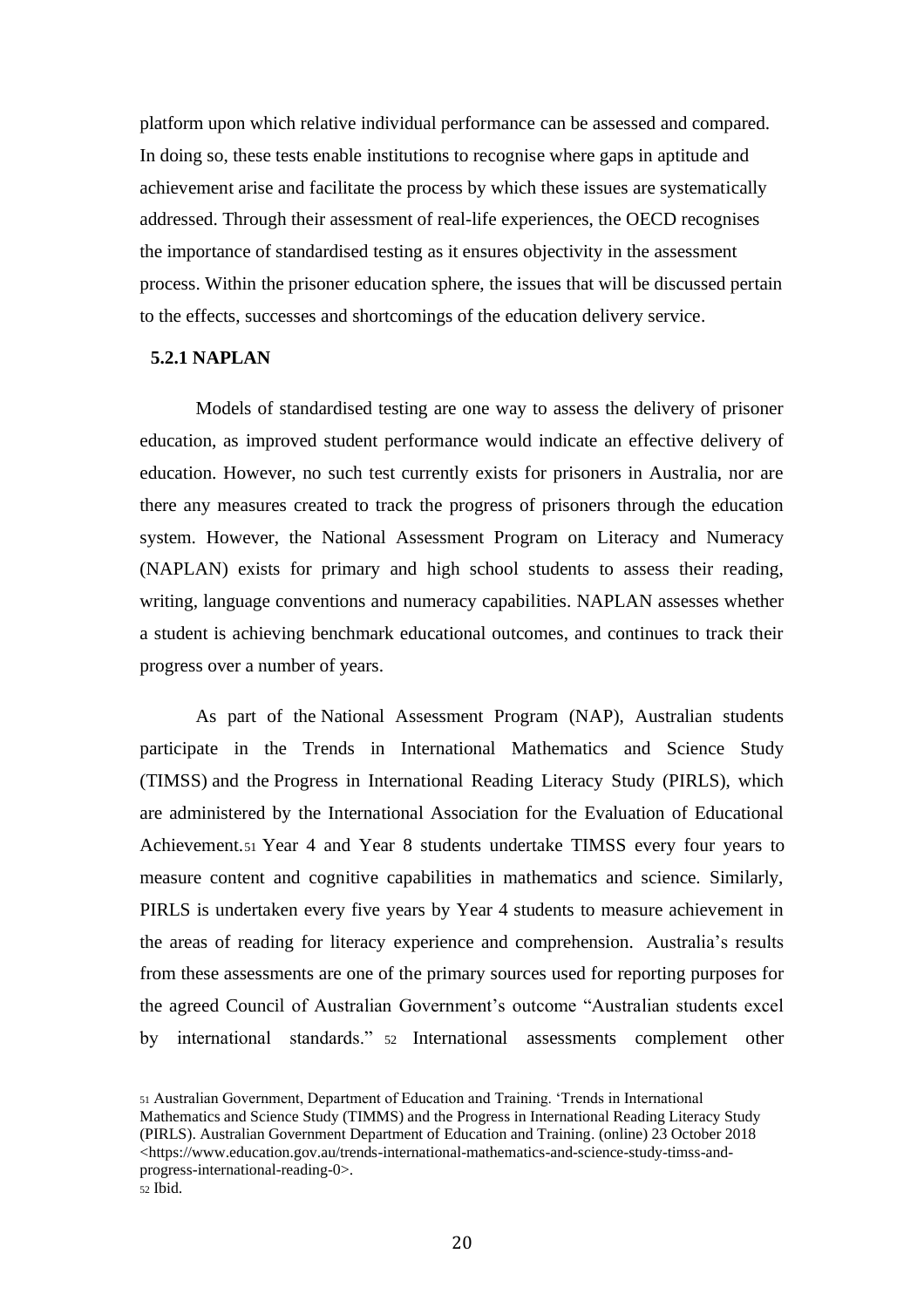platform upon which relative individual performance can be assessed and compared. In doing so, these tests enable institutions to recognise where gaps in aptitude and achievement arise and facilitate the process by which these issues are systematically addressed. Through their assessment of real-life experiences, the OECD recognises the importance of standardised testing as it ensures objectivity in the assessment process. Within the prisoner education sphere, the issues that will be discussed pertain to the effects, successes and shortcomings of the education delivery service.

### 5.2.1 NAPLAN

Models of standardised testing are one way to assess the delivery of prisoner education, as improved student performance would indicate an effective delivery of education. However, no such test currently exists for prisoners in Australia, nor are there any measures created to track the progress of prisoners through the education system. However, the National Assessment Program on Literacy and Numeracy (NAPLAN) exists for primary and high school students to assess their reading, writing, language conventions and numeracy capabilities. NAPLAN assesses whether a student is achieving benchmark educational outcomes, and continues to track their progress over a number of years.

As part of the National Assessment Program (NAP), Australian students participate in the Trends in International Mathematics and Science Study (TIMSS) and the Progress in International Reading Literacy Study (PIRLS), which are administered by the International Association for the Evaluation of Educational Achievement.[51] Year 4 and Year 8 students undertake TIMSS every four years to measure content and cognitive capabilities in mathematics and science. Similarly, PIRLS is undertaken every five years by Year 4 students to measure achievement in the areas of reading for literacy experience and comprehension. Australia's results from these assessments are one of the primary sources used for reporting purposes for the agreed Council of Australian Government's outcome "Australian students excel by international standards." [52] International assessments complement other

[51] Australian Government, Department of Education and Training. 'Trends in International Mathematics and Science Study (TIMMS) and the Progress in International Reading Literacy Study (PIRLS). Australian Government Department of Education and Training. (online) 23 October 2018 <https://www.education.gov.au/trends-international-mathematics-and-science-study-timss-and-progress-international-reading-0>.

[52] Ibid.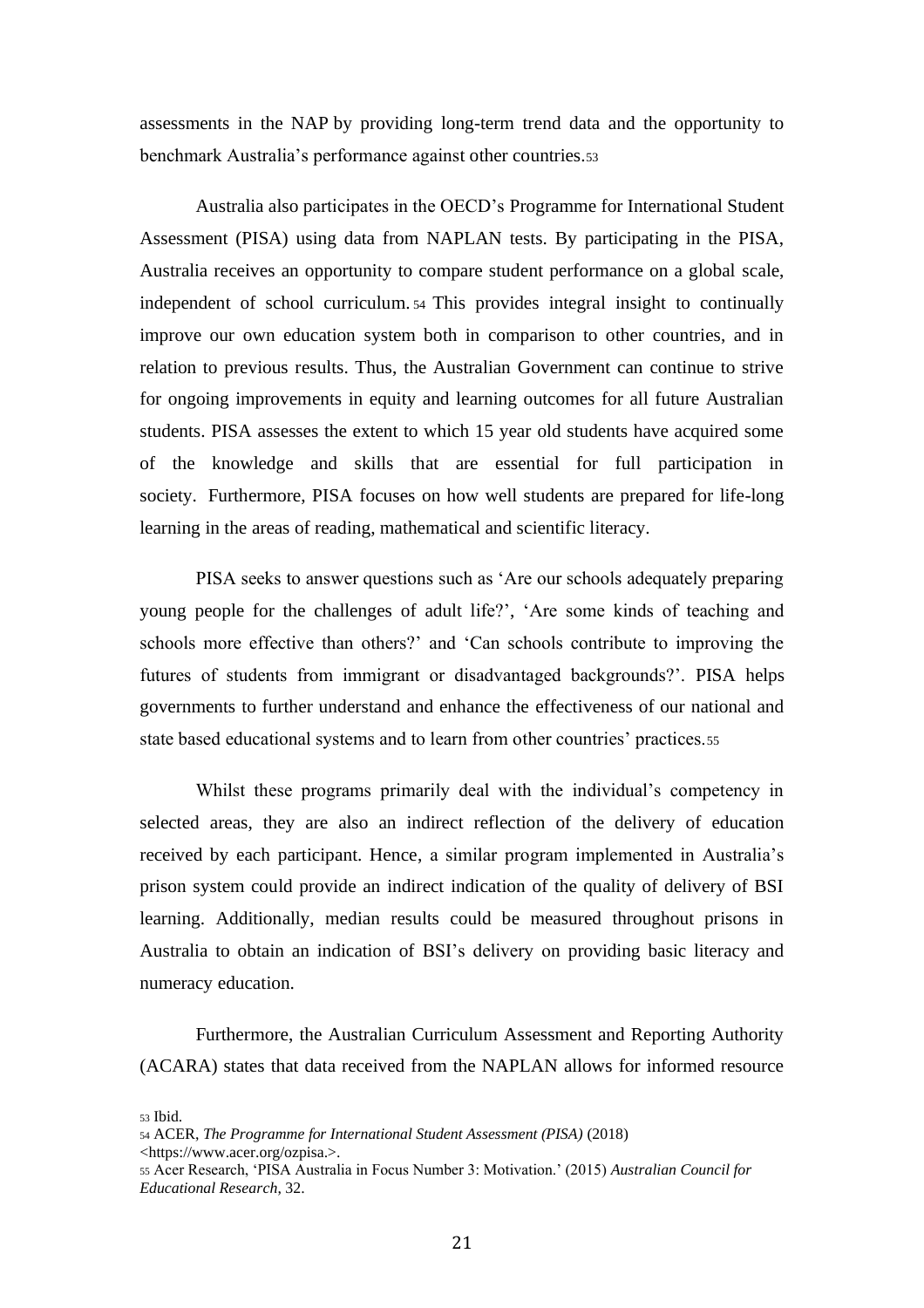assessments in the NAP by providing long-term trend data and the opportunity to benchmark Australia's performance against other countries.[53]

Australia also participates in the OECD's Programme for International Student Assessment (PISA) using data from NAPLAN tests. By participating in the PISA, Australia receives an opportunity to compare student performance on a global scale, independent of school curriculum.[54] This provides integral insight to continually improve our own education system both in comparison to other countries, and in relation to previous results. Thus, the Australian Government can continue to strive for ongoing improvements in equity and learning outcomes for all future Australian students. PISA assesses the extent to which 15 year old students have acquired some of the knowledge and skills that are essential for full participation in society. Furthermore, PISA focuses on how well students are prepared for life-long learning in the areas of reading, mathematical and scientific literacy.

PISA seeks to answer questions such as 'Are our schools adequately preparing young people for the challenges of adult life?', 'Are some kinds of teaching and schools more effective than others?' and 'Can schools contribute to improving the futures of students from immigrant or disadvantaged backgrounds?'. PISA helps governments to further understand and enhance the effectiveness of our national and state based educational systems and to learn from other countries' practices.[55]

Whilst these programs primarily deal with the individual's competency in selected areas, they are also an indirect reflection of the delivery of education received by each participant. Hence, a similar program implemented in Australia's prison system could provide an indirect indication of the quality of delivery of BSI learning. Additionally, median results could be measured throughout prisons in Australia to obtain an indication of BSI's delivery on providing basic literacy and numeracy education.

Furthermore, the Australian Curriculum Assessment and Reporting Authority (ACARA) states that data received from the NAPLAN allows for informed resource

[53] Ibid.

[54] ACER, *The Programme for International Student Assessment (PISA)* (2018) <https://www.acer.org/ozpisa.>.

[55] Acer Research, 'PISA Australia in Focus Number 3: Motivation.' (2015) *Australian Council for Educational Research*, 32.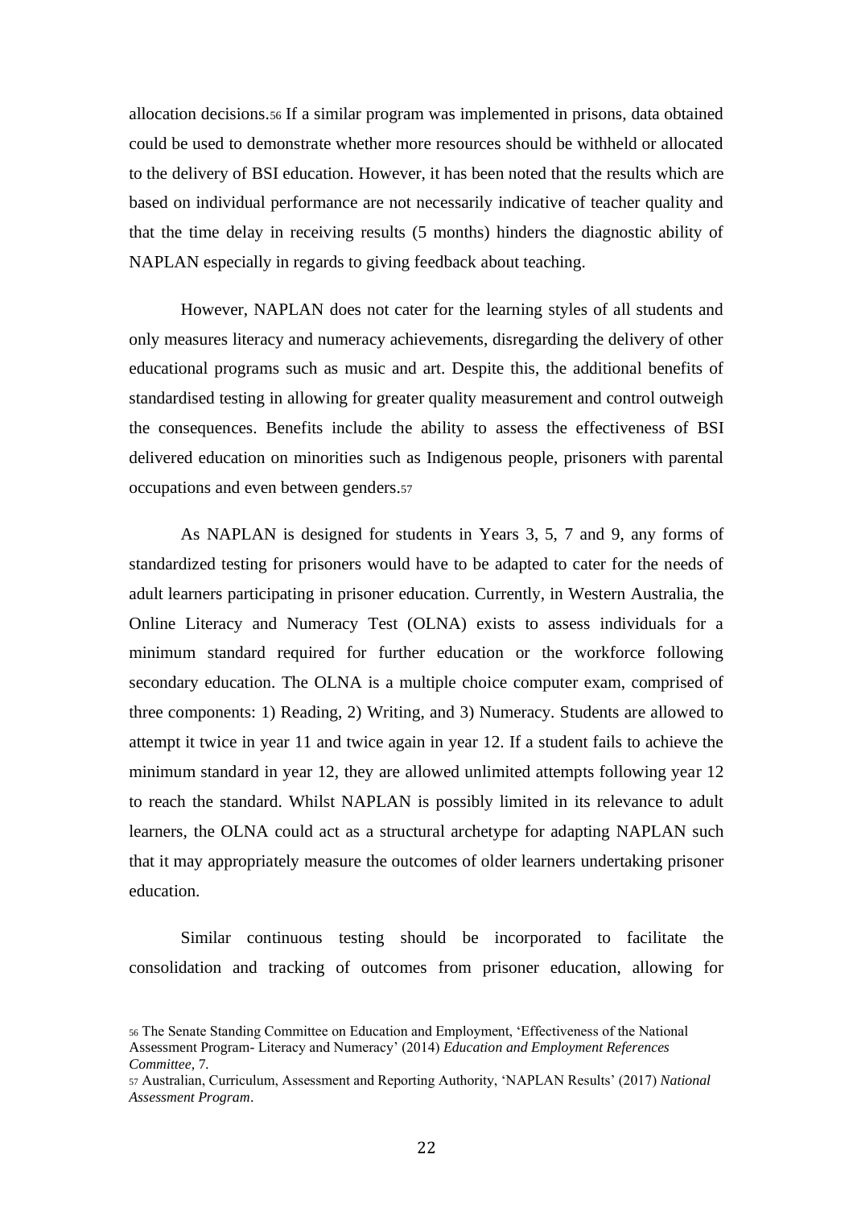allocation decisions.[56] If a similar program was implemented in prisons, data obtained could be used to demonstrate whether more resources should be withheld or allocated to the delivery of BSI education. However, it has been noted that the results which are based on individual performance are not necessarily indicative of teacher quality and that the time delay in receiving results (5 months) hinders the diagnostic ability of NAPLAN especially in regards to giving feedback about teaching.

However, NAPLAN does not cater for the learning styles of all students and only measures literacy and numeracy achievements, disregarding the delivery of other educational programs such as music and art. Despite this, the additional benefits of standardised testing in allowing for greater quality measurement and control outweigh the consequences. Benefits include the ability to assess the effectiveness of BSI delivered education on minorities such as Indigenous people, prisoners with parental occupations and even between genders.[57]

As NAPLAN is designed for students in Years 3, 5, 7 and 9, any forms of standardized testing for prisoners would have to be adapted to cater for the needs of adult learners participating in prisoner education. Currently, in Western Australia, the Online Literacy and Numeracy Test (OLNA) exists to assess individuals for a minimum standard required for further education or the workforce following secondary education. The OLNA is a multiple choice computer exam, comprised of three components: 1) Reading, 2) Writing, and 3) Numeracy. Students are allowed to attempt it twice in year 11 and twice again in year 12. If a student fails to achieve the minimum standard in year 12, they are allowed unlimited attempts following year 12 to reach the standard. Whilst NAPLAN is possibly limited in its relevance to adult learners, the OLNA could act as a structural archetype for adapting NAPLAN such that it may appropriately measure the outcomes of older learners undertaking prisoner education.

Similar continuous testing should be incorporated to facilitate the consolidation and tracking of outcomes from prisoner education, allowing for

[56] The Senate Standing Committee on Education and Employment, 'Effectiveness of the National Assessment Program- Literacy and Numeracy' (2014) *Education and Employment References Committee*, 7.

[57] Australian, Curriculum, Assessment and Reporting Authority, 'NAPLAN Results' (2017) *National Assessment Program*.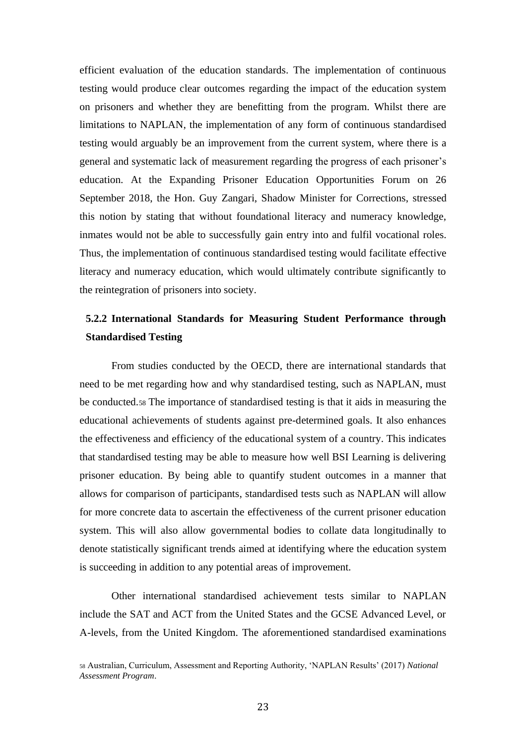efficient evaluation of the education standards. The implementation of continuous testing would produce clear outcomes regarding the impact of the education system on prisoners and whether they are benefitting from the program. Whilst there are limitations to NAPLAN, the implementation of any form of continuous standardised testing would arguably be an improvement from the current system, where there is a general and systematic lack of measurement regarding the progress of each prisoner's education. At the Expanding Prisoner Education Opportunities Forum on 26 September 2018, the Hon. Guy Zangari, Shadow Minister for Corrections, stressed this notion by stating that without foundational literacy and numeracy knowledge, inmates would not be able to successfully gain entry into and fulfil vocational roles. Thus, the implementation of continuous standardised testing would facilitate effective literacy and numeracy education, which would ultimately contribute significantly to the reintegration of prisoners into society.

### 5.2.2 International Standards for Measuring Student Performance through Standardised Testing

From studies conducted by the OECD, there are international standards that need to be met regarding how and why standardised testing, such as NAPLAN, must be conducted.[58] The importance of standardised testing is that it aids in measuring the educational achievements of students against pre-determined goals. It also enhances the effectiveness and efficiency of the educational system of a country. This indicates that standardised testing may be able to measure how well BSI Learning is delivering prisoner education. By being able to quantify student outcomes in a manner that allows for comparison of participants, standardised tests such as NAPLAN will allow for more concrete data to ascertain the effectiveness of the current prisoner education system. This will also allow governmental bodies to collate data longitudinally to denote statistically significant trends aimed at identifying where the education system is succeeding in addition to any potential areas of improvement.

Other international standardised achievement tests similar to NAPLAN include the SAT and ACT from the United States and the GCSE Advanced Level, or A-levels, from the United Kingdom. The aforementioned standardised examinations

[58] Australian, Curriculum, Assessment and Reporting Authority, 'NAPLAN Results' (2017) *National Assessment Program*.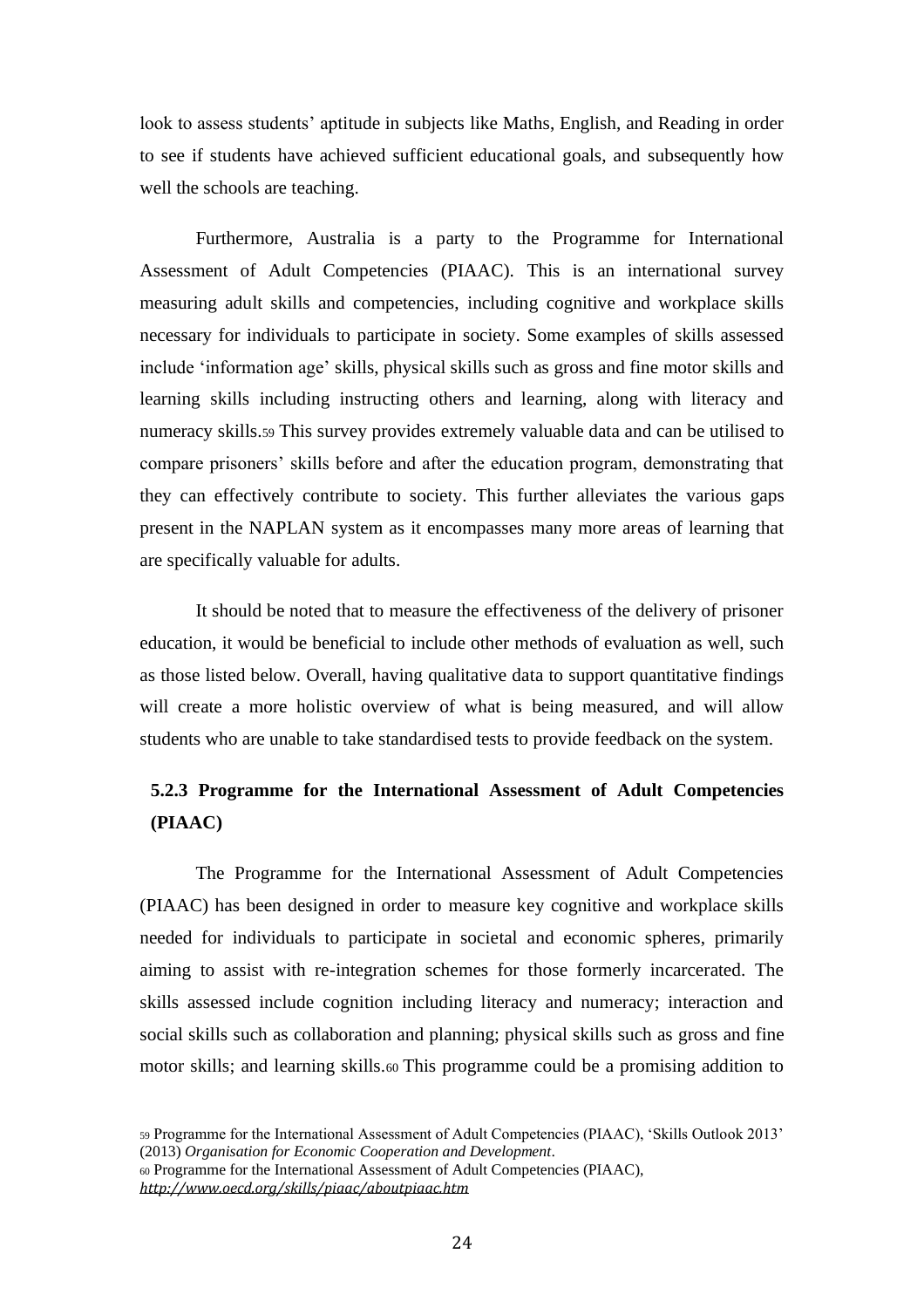look to assess students' aptitude in subjects like Maths, English, and Reading in order to see if students have achieved sufficient educational goals, and subsequently how well the schools are teaching.

Furthermore, Australia is a party to the Programme for International Assessment of Adult Competencies (PIAAC). This is an international survey measuring adult skills and competencies, including cognitive and workplace skills necessary for individuals to participate in society. Some examples of skills assessed include 'information age' skills, physical skills such as gross and fine motor skills and learning skills including instructing others and learning, along with literacy and numeracy skills.[59] This survey provides extremely valuable data and can be utilised to compare prisoners' skills before and after the education program, demonstrating that they can effectively contribute to society. This further alleviates the various gaps present in the NAPLAN system as it encompasses many more areas of learning that are specifically valuable for adults.

It should be noted that to measure the effectiveness of the delivery of prisoner education, it would be beneficial to include other methods of evaluation as well, such as those listed below. Overall, having qualitative data to support quantitative findings will create a more holistic overview of what is being measured, and will allow students who are unable to take standardised tests to provide feedback on the system.

### 5.2.3 Programme for the International Assessment of Adult Competencies (PIAAC)

The Programme for the International Assessment of Adult Competencies (PIAAC) has been designed in order to measure key cognitive and workplace skills needed for individuals to participate in societal and economic spheres, primarily aiming to assist with re-integration schemes for those formerly incarcerated. The skills assessed include cognition including literacy and numeracy; interaction and social skills such as collaboration and planning; physical skills such as gross and fine motor skills; and learning skills.[60] This programme could be a promising addition to

---

[59] Programme for the International Assessment of Adult Competencies (PIAAC), 'Skills Outlook 2013' (2013) *Organisation for Economic Cooperation and Development*.

[60] Programme for the International Assessment of Adult Competencies (PIAAC), *http://www.oecd.org/skills/piaac/aboutpiaac.htm*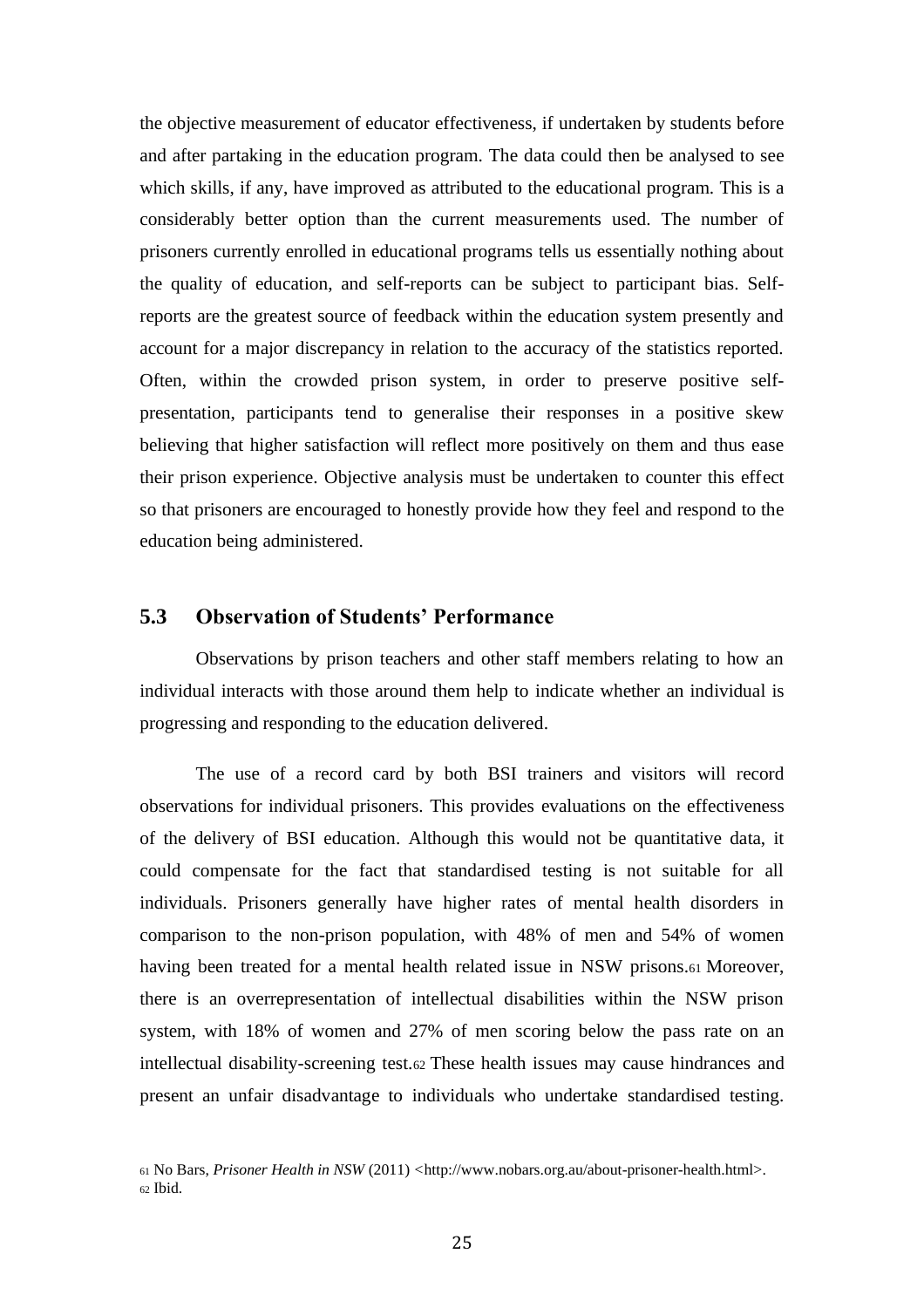the objective measurement of educator effectiveness, if undertaken by students before and after partaking in the education program. The data could then be analysed to see which skills, if any, have improved as attributed to the educational program. This is a considerably better option than the current measurements used. The number of prisoners currently enrolled in educational programs tells us essentially nothing about the quality of education, and self-reports can be subject to participant bias. Self-reports are the greatest source of feedback within the education system presently and account for a major discrepancy in relation to the accuracy of the statistics reported. Often, within the crowded prison system, in order to preserve positive self-presentation, participants tend to generalise their responses in a positive skew believing that higher satisfaction will reflect more positively on them and thus ease their prison experience. Objective analysis must be undertaken to counter this effect so that prisoners are encouraged to honestly provide how they feel and respond to the education being administered.

## 5.3 Observation of Students' Performance

Observations by prison teachers and other staff members relating to how an individual interacts with those around them help to indicate whether an individual is progressing and responding to the education delivered.

The use of a record card by both BSI trainers and visitors will record observations for individual prisoners. This provides evaluations on the effectiveness of the delivery of BSI education. Although this would not be quantitative data, it could compensate for the fact that standardised testing is not suitable for all individuals. Prisoners generally have higher rates of mental health disorders in comparison to the non-prison population, with 48% of men and 54% of women having been treated for a mental health related issue in NSW prisons.[61] Moreover, there is an overrepresentation of intellectual disabilities within the NSW prison system, with 18% of women and 27% of men scoring below the pass rate on an intellectual disability-screening test.[62] These health issues may cause hindrances and present an unfair disadvantage to individuals who undertake standardised testing.

[61] No Bars, *Prisoner Health in NSW* (2011) <http://www.nobars.org.au/about-prisoner-health.html>.
[62] Ibid.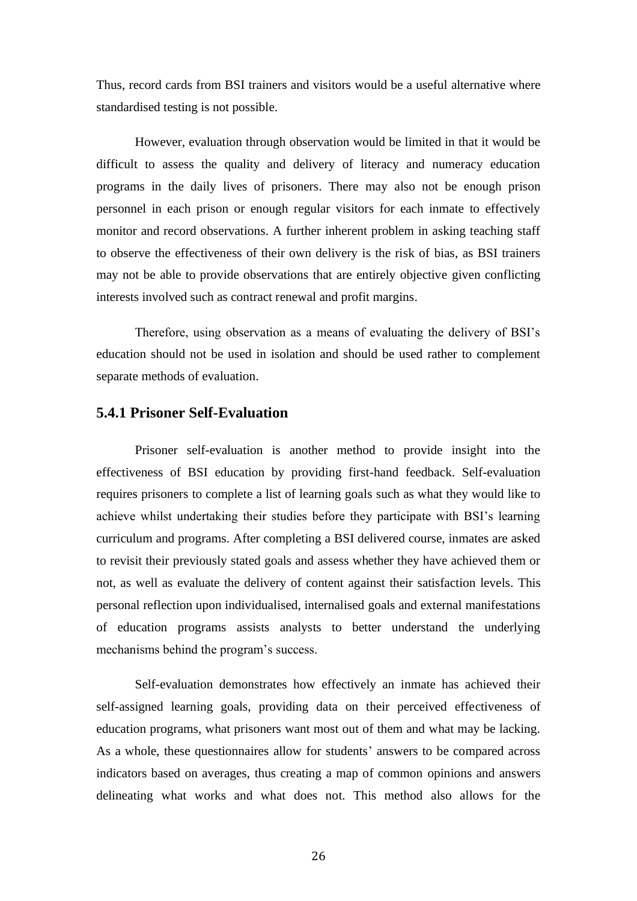Thus, record cards from BSI trainers and visitors would be a useful alternative where standardised testing is not possible.

However, evaluation through observation would be limited in that it would be difficult to assess the quality and delivery of literacy and numeracy education programs in the daily lives of prisoners. There may also not be enough prison personnel in each prison or enough regular visitors for each inmate to effectively monitor and record observations. A further inherent problem in asking teaching staff to observe the effectiveness of their own delivery is the risk of bias, as BSI trainers may not be able to provide observations that are entirely objective given conflicting interests involved such as contract renewal and profit margins.

Therefore, using observation as a means of evaluating the delivery of BSI's education should not be used in isolation and should be used rather to complement separate methods of evaluation.

### 5.4.1 Prisoner Self-Evaluation

Prisoner self-evaluation is another method to provide insight into the effectiveness of BSI education by providing first-hand feedback. Self-evaluation requires prisoners to complete a list of learning goals such as what they would like to achieve whilst undertaking their studies before they participate with BSI's learning curriculum and programs. After completing a BSI delivered course, inmates are asked to revisit their previously stated goals and assess whether they have achieved them or not, as well as evaluate the delivery of content against their satisfaction levels. This personal reflection upon individualised, internalised goals and external manifestations of education programs assists analysts to better understand the underlying mechanisms behind the program's success.

Self-evaluation demonstrates how effectively an inmate has achieved their self-assigned learning goals, providing data on their perceived effectiveness of education programs, what prisoners want most out of them and what may be lacking. As a whole, these questionnaires allow for students' answers to be compared across indicators based on averages, thus creating a map of common opinions and answers delineating what works and what does not. This method also allows for the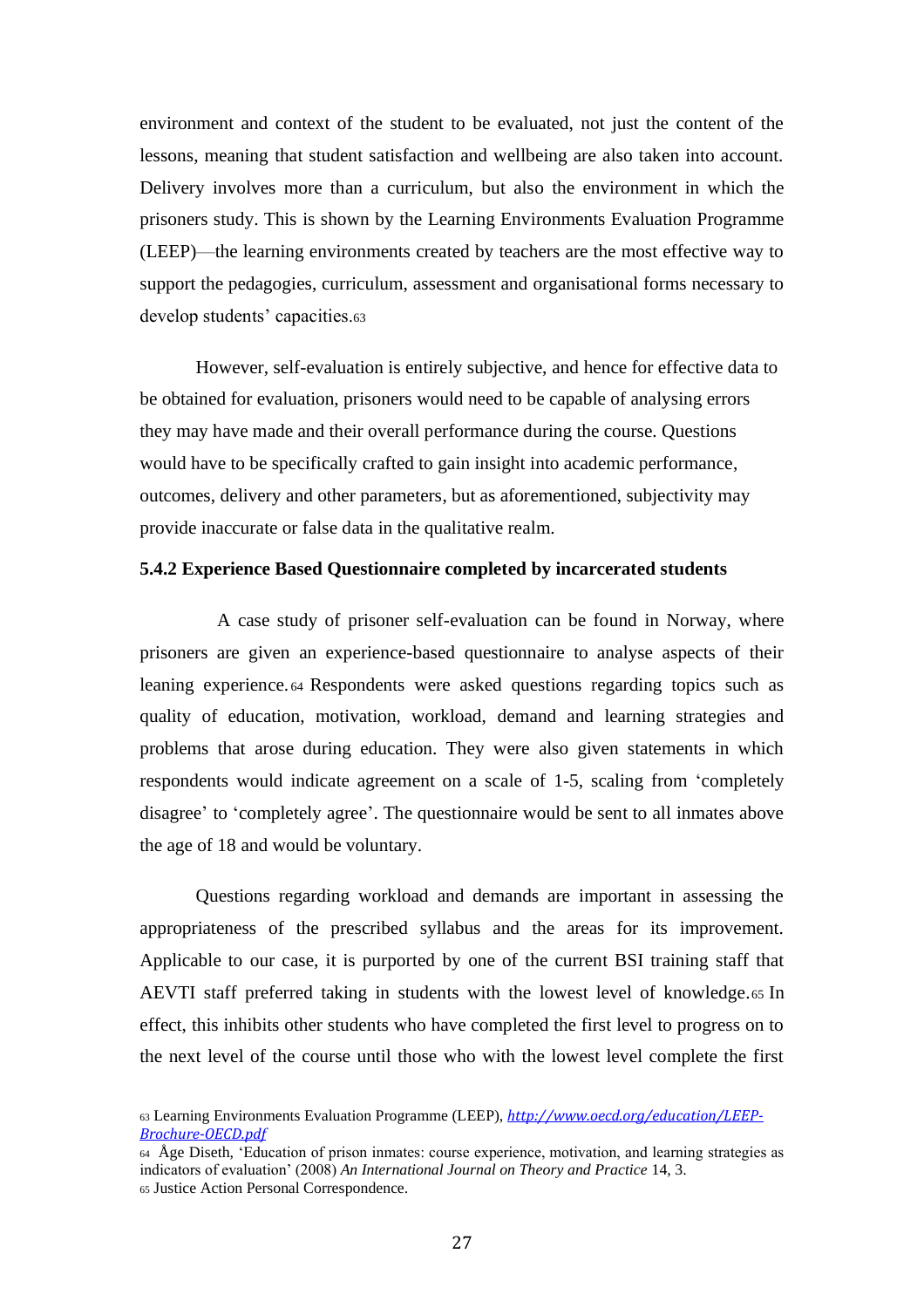environment and context of the student to be evaluated, not just the content of the lessons, meaning that student satisfaction and wellbeing are also taken into account. Delivery involves more than a curriculum, but also the environment in which the prisoners study. This is shown by the Learning Environments Evaluation Programme (LEEP)—the learning environments created by teachers are the most effective way to support the pedagogies, curriculum, assessment and organisational forms necessary to develop students' capacities.[63]

However, self-evaluation is entirely subjective, and hence for effective data to be obtained for evaluation, prisoners would need to be capable of analysing errors they may have made and their overall performance during the course. Questions would have to be specifically crafted to gain insight into academic performance, outcomes, delivery and other parameters, but as aforementioned, subjectivity may provide inaccurate or false data in the qualitative realm.

#### 5.4.2 Experience Based Questionnaire completed by incarcerated students

A case study of prisoner self-evaluation can be found in Norway, where prisoners are given an experience-based questionnaire to analyse aspects of their leaning experience.[64] Respondents were asked questions regarding topics such as quality of education, motivation, workload, demand and learning strategies and problems that arose during education. They were also given statements in which respondents would indicate agreement on a scale of 1-5, scaling from 'completely disagree' to 'completely agree'. The questionnaire would be sent to all inmates above the age of 18 and would be voluntary.

Questions regarding workload and demands are important in assessing the appropriateness of the prescribed syllabus and the areas for its improvement. Applicable to our case, it is purported by one of the current BSI training staff that AEVTI staff preferred taking in students with the lowest level of knowledge.[65] In effect, this inhibits other students who have completed the first level to progress on to the next level of the course until those who with the lowest level complete the first

---

[63] Learning Environments Evaluation Programme (LEEP), *http://www.oecd.org/education/LEEP-Brochure-OECD.pdf*

[64] Åge Diseth, 'Education of prison inmates: course experience, motivation, and learning strategies as indicators of evaluation' (2008) *An International Journal on Theory and Practice* 14, 3.

[65] Justice Action Personal Correspondence.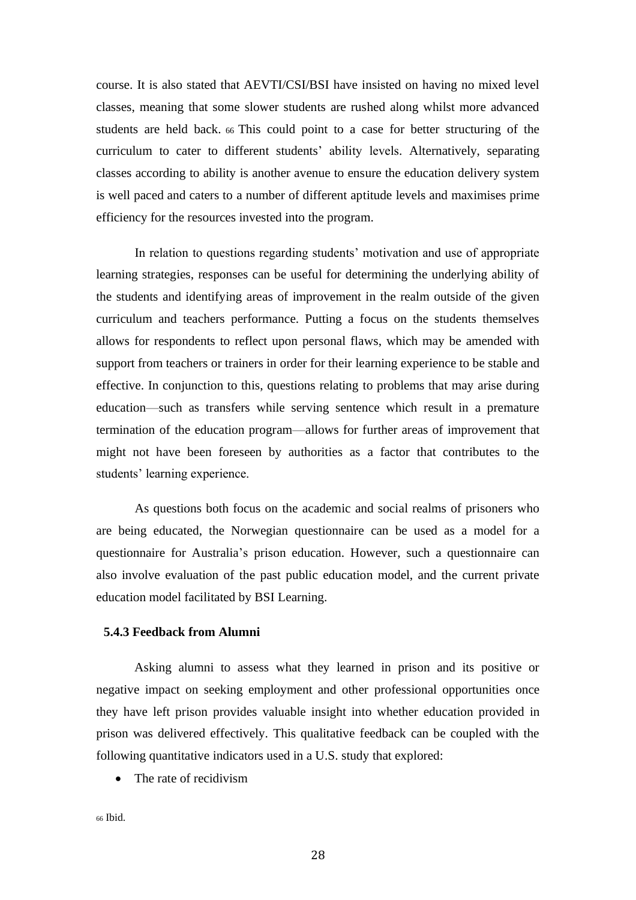course. It is also stated that AEVTI/CSI/BSI have insisted on having no mixed level classes, meaning that some slower students are rushed along whilst more advanced students are held back. [66] This could point to a case for better structuring of the curriculum to cater to different students' ability levels. Alternatively, separating classes according to ability is another avenue to ensure the education delivery system is well paced and caters to a number of different aptitude levels and maximises prime efficiency for the resources invested into the program.

In relation to questions regarding students' motivation and use of appropriate learning strategies, responses can be useful for determining the underlying ability of the students and identifying areas of improvement in the realm outside of the given curriculum and teachers performance. Putting a focus on the students themselves allows for respondents to reflect upon personal flaws, which may be amended with support from teachers or trainers in order for their learning experience to be stable and effective. In conjunction to this, questions relating to problems that may arise during education—such as transfers while serving sentence which result in a premature termination of the education program—allows for further areas of improvement that might not have been foreseen by authorities as a factor that contributes to the students' learning experience.

As questions both focus on the academic and social realms of prisoners who are being educated, the Norwegian questionnaire can be used as a model for a questionnaire for Australia's prison education. However, such a questionnaire can also involve evaluation of the past public education model, and the current private education model facilitated by BSI Learning.

### 5.4.3 Feedback from Alumni

Asking alumni to assess what they learned in prison and its positive or negative impact on seeking employment and other professional opportunities once they have left prison provides valuable insight into whether education provided in prison was delivered effectively. This qualitative feedback can be coupled with the following quantitative indicators used in a U.S. study that explored:

- The rate of recidivism

[66] Ibid.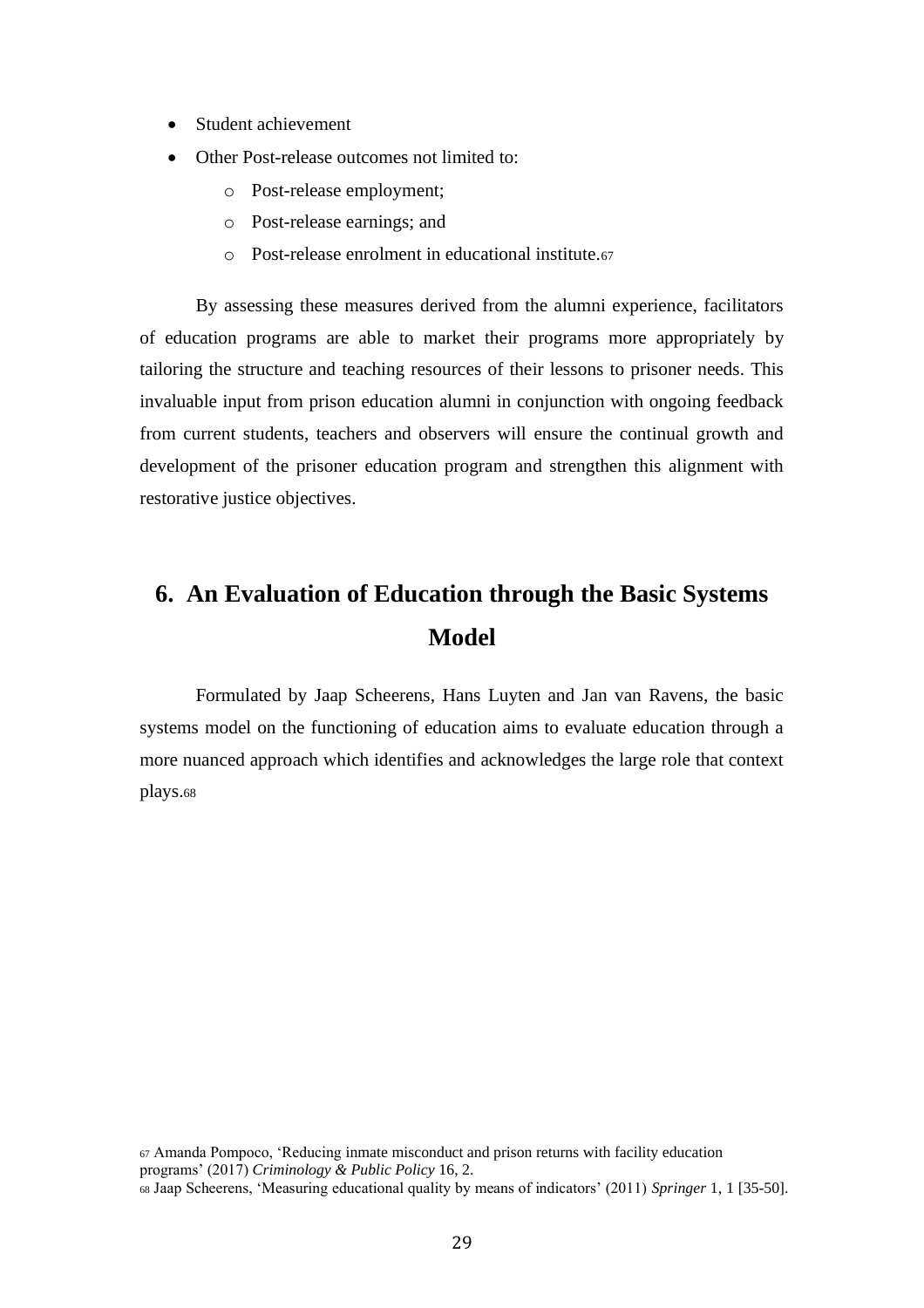- Student achievement
- Other Post-release outcomes not limited to:
    - Post-release employment;
    - Post-release earnings; and
    - Post-release enrolment in educational institute.[67]

By assessing these measures derived from the alumni experience, facilitators of education programs are able to market their programs more appropriately by tailoring the structure and teaching resources of their lessons to prisoner needs. This invaluable input from prison education alumni in conjunction with ongoing feedback from current students, teachers and observers will ensure the continual growth and development of the prisoner education program and strengthen this alignment with restorative justice objectives.

## 6. An Evaluation of Education through the Basic Systems Model

Formulated by Jaap Scheerens, Hans Luyten and Jan van Ravens, the basic systems model on the functioning of education aims to evaluate education through a more nuanced approach which identifies and acknowledges the large role that context plays.[68]

[67] Amanda Pompoco, 'Reducing inmate misconduct and prison returns with facility education programs' (2017) *Criminology & Public Policy* 16, 2.

[68] Jaap Scheerens, 'Measuring educational quality by means of indicators' (2011) *Springer* 1, 1 [35-50].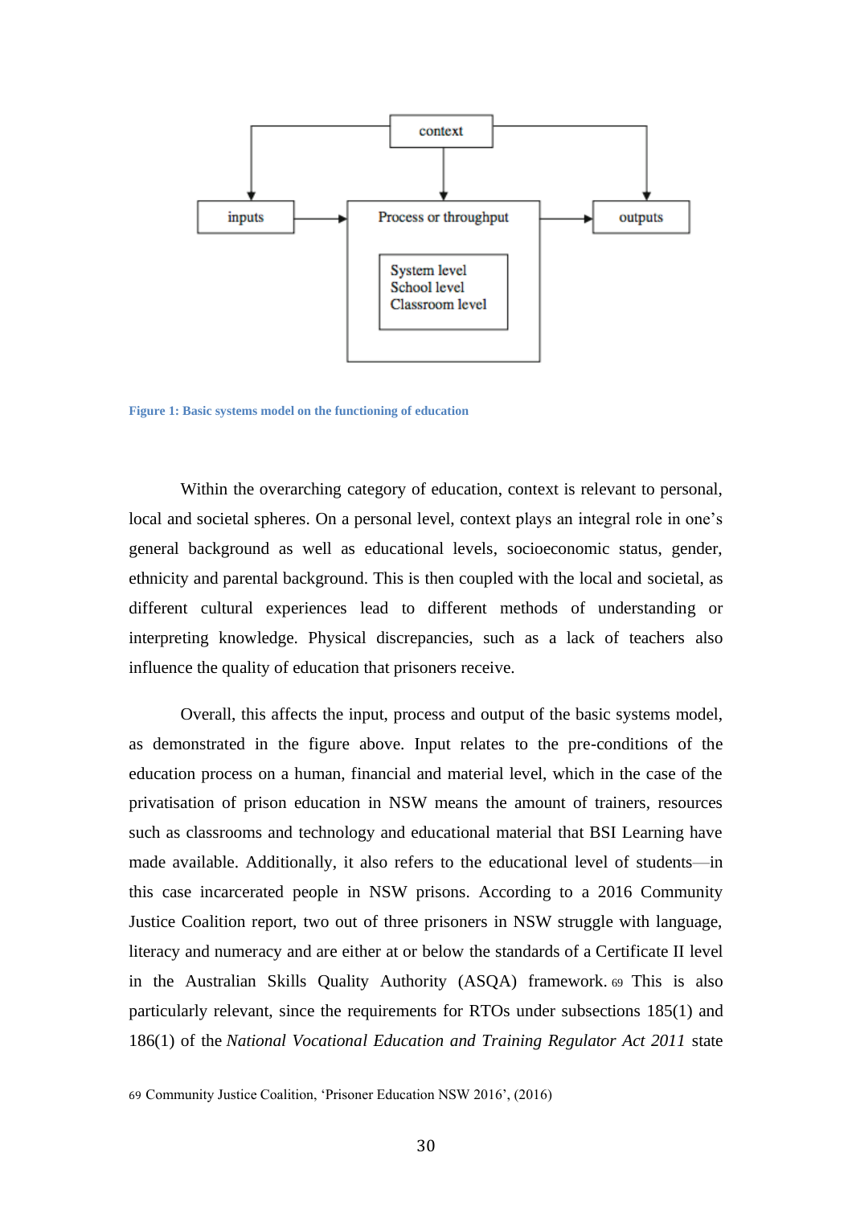Figure 1: Basic systems model on the functioning of education

Within the overarching category of education, context is relevant to personal, local and societal spheres. On a personal level, context plays an integral role in one's general background as well as educational levels, socioeconomic status, gender, ethnicity and parental background. This is then coupled with the local and societal, as different cultural experiences lead to different methods of understanding or interpreting knowledge. Physical discrepancies, such as a lack of teachers also influence the quality of education that prisoners receive.

Overall, this affects the input, process and output of the basic systems model, as demonstrated in the figure above. Input relates to the pre-conditions of the education process on a human, financial and material level, which in the case of the privatisation of prison education in NSW means the amount of trainers, resources such as classrooms and technology and educational material that BSI Learning have made available. Additionally, it also refers to the educational level of students—in this case incarcerated people in NSW prisons. According to a 2016 Community Justice Coalition report, two out of three prisoners in NSW struggle with language, literacy and numeracy and are either at or below the standards of a Certificate II level in the Australian Skills Quality Authority (ASQA) framework.[69] This is also particularly relevant, since the requirements for RTOs under subsections 185(1) and 186(1) of the *National Vocational Education and Training Regulator Act 2011* state

[69] Community Justice Coalition, 'Prisoner Education NSW 2016', (2016)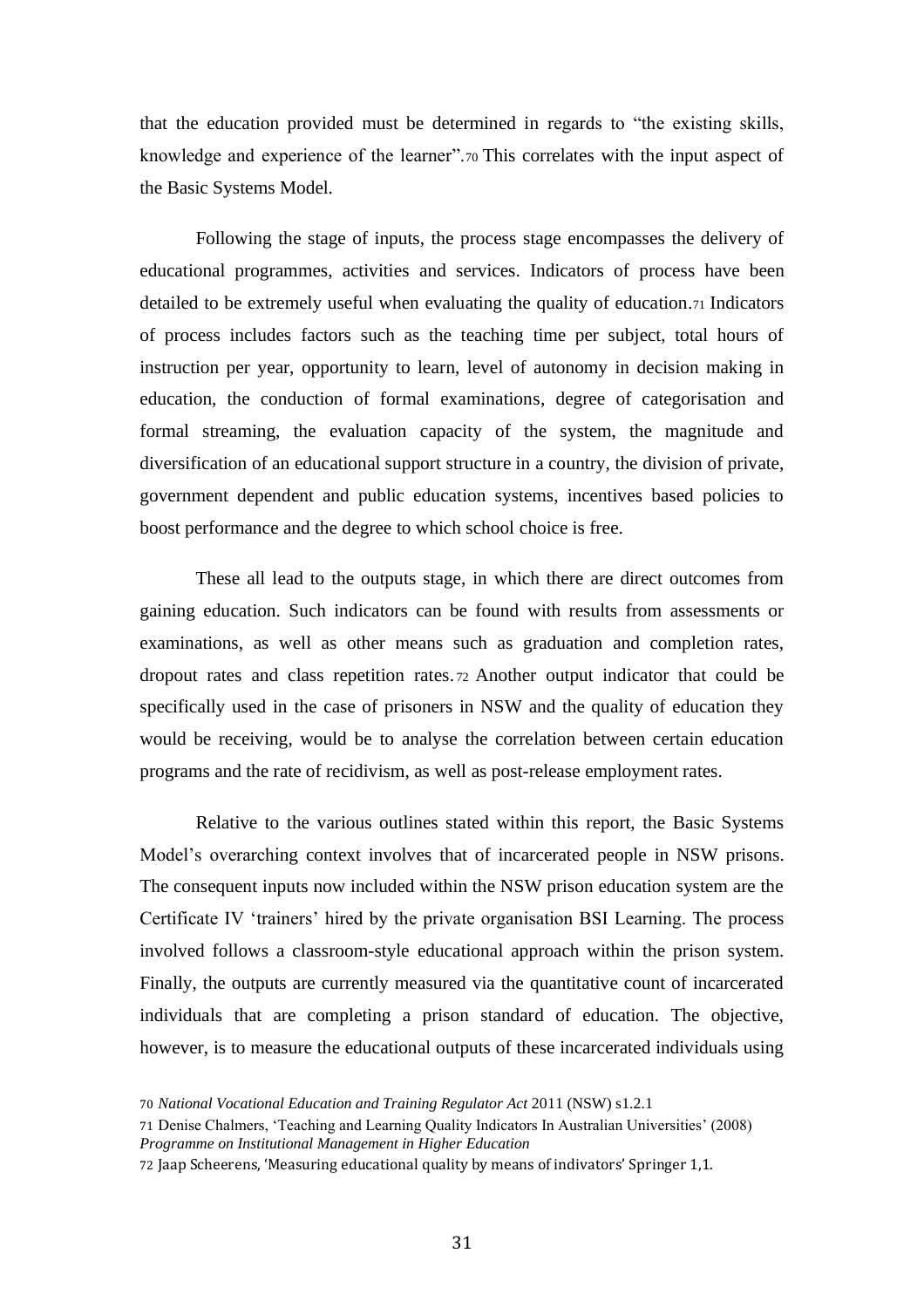that the education provided must be determined in regards to "the existing skills, knowledge and experience of the learner".[70] This correlates with the input aspect of the Basic Systems Model.

Following the stage of inputs, the process stage encompasses the delivery of educational programmes, activities and services. Indicators of process have been detailed to be extremely useful when evaluating the quality of education.[71] Indicators of process includes factors such as the teaching time per subject, total hours of instruction per year, opportunity to learn, level of autonomy in decision making in education, the conduction of formal examinations, degree of categorisation and formal streaming, the evaluation capacity of the system, the magnitude and diversification of an educational support structure in a country, the division of private, government dependent and public education systems, incentives based policies to boost performance and the degree to which school choice is free.

These all lead to the outputs stage, in which there are direct outcomes from gaining education. Such indicators can be found with results from assessments or examinations, as well as other means such as graduation and completion rates, dropout rates and class repetition rates.[72] Another output indicator that could be specifically used in the case of prisoners in NSW and the quality of education they would be receiving, would be to analyse the correlation between certain education programs and the rate of recidivism, as well as post-release employment rates.

Relative to the various outlines stated within this report, the Basic Systems Model's overarching context involves that of incarcerated people in NSW prisons. The consequent inputs now included within the NSW prison education system are the Certificate IV 'trainers' hired by the private organisation BSI Learning. The process involved follows a classroom-style educational approach within the prison system. Finally, the outputs are currently measured via the quantitative count of incarcerated individuals that are completing a prison standard of education. The objective, however, is to measure the educational outputs of these incarcerated individuals using

70 *National Vocational Education and Training Regulator Act* 2011 (NSW) s1.2.1

71 Denise Chalmers, 'Teaching and Learning Quality Indicators In Australian Universities' (2008) *Programme on Institutional Management in Higher Education*

72 Jaap Scheerens, 'Measuring educational quality by means of indivators' Springer 1,1.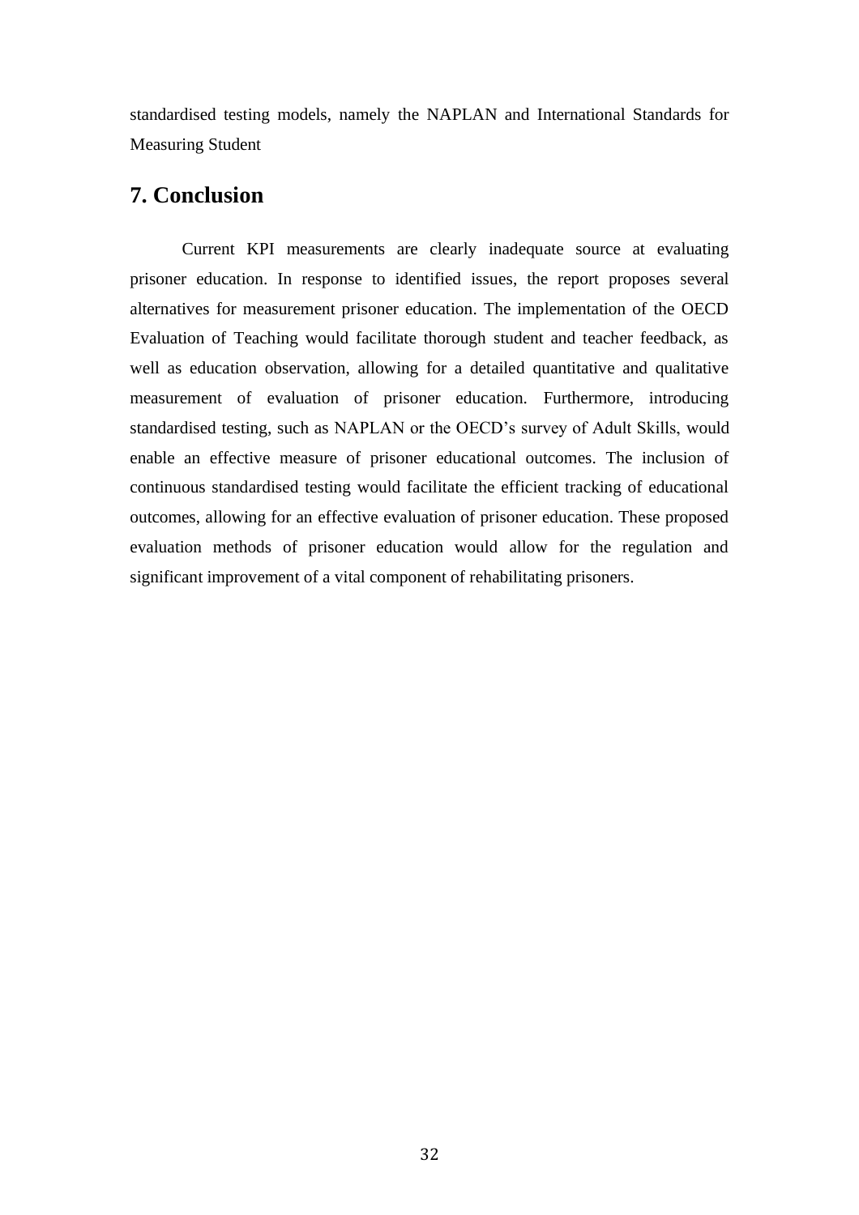standardised testing models, namely the NAPLAN and International Standards for Measuring Student

## 7. Conclusion

Current KPI measurements are clearly inadequate source at evaluating prisoner education. In response to identified issues, the report proposes several alternatives for measurement prisoner education. The implementation of the OECD Evaluation of Teaching would facilitate thorough student and teacher feedback, as well as education observation, allowing for a detailed quantitative and qualitative measurement of evaluation of prisoner education. Furthermore, introducing standardised testing, such as NAPLAN or the OECD's survey of Adult Skills, would enable an effective measure of prisoner educational outcomes. The inclusion of continuous standardised testing would facilitate the efficient tracking of educational outcomes, allowing for an effective evaluation of prisoner education. These proposed evaluation methods of prisoner education would allow for the regulation and significant improvement of a vital component of rehabilitating prisoners.